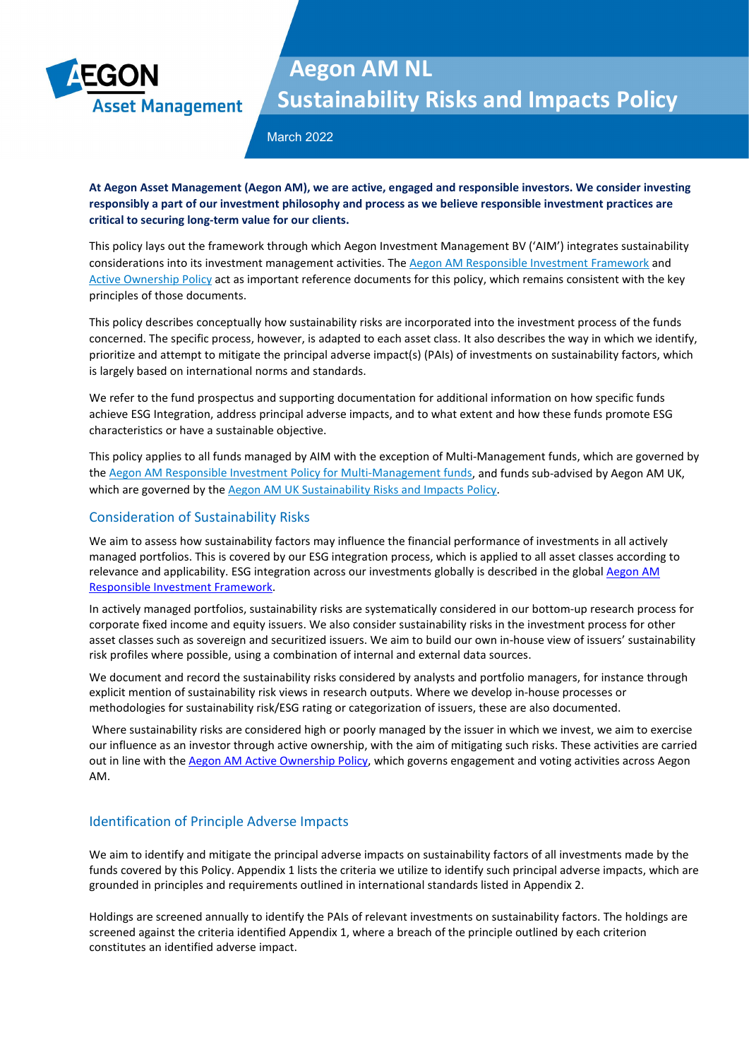# Aegon AM NL Sustainability Risks and Impacts Policy

March 2022

**At Aegon Asset Management (Aegon AM), we are active, engaged and responsible investors. We consider investing responsibly a part of our investment philosophy and process as we believe responsible investment practices are critical to securing long-term value for our clients.**

This policy lays out the framework through which Aegon Investment Management BV ('AIM') integrates sustainability considerations into its investment management activities. The Aegon AM Responsible Investment Framework and Active Ownership Policy act as important reference documents for this policy, which remains consistent with the key principles of those documents.

This policy describes conceptually how sustainability risks are incorporated into the investment process of the funds concerned. The specific process, however, is adapted to each asset class. It also describes the way in which we identify, prioritize and attempt to mitigate the principal adverse impact(s) (PAIs) of investments on sustainability factors, which is largely based on international norms and standards.

We refer to the fund prospectus and supporting documentation for additional information on how specific funds achieve ESG Integration, address principal adverse impacts, and to what extent and how these funds promote ESG characteristics or have a sustainable objective.

This policy applies to all funds managed by AIM with the exception of Multi-Management funds, which are governed by the Aegon AM Responsible Investment Policy for Multi-Management funds, and funds sub-advised by Aegon AM UK, which are governed by the Aegon AM UK Sustainability Risks and Impacts Policy.

## Consideration of Sustainability Risks

We aim to assess how sustainability factors may influence the financial performance of investments in all actively managed portfolios. This is covered by our ESG integration process, which is applied to all asset classes according to relevance and applicability. ESG integration across our investments globally is described in the global Aegon AM Responsible Investment Framework.

In actively managed portfolios, sustainability risks are systematically considered in our bottom-up research process for corporate fixed income and equity issuers. We also consider sustainability risks in the investment process for other asset classes such as sovereign and securitized issuers. We aim to build our own in-house view of issuers' sustainability risk profiles where possible, using a combination of internal and external data sources.

We document and record the sustainability risks considered by analysts and portfolio managers, for instance through explicit mention of sustainability risk views in research outputs. Where we develop in-house processes or methodologies for sustainability risk/ESG rating or categorization of issuers, these are also documented.

Where sustainability risks are considered high or poorly managed by the issuer in which we invest, we aim to exercise our influence as an investor through active ownership, with the aim of mitigating such risks. These activities are carried out in line with the Aegon AM Active Ownership Policy, which governs engagement and voting activities across Aegon AM.

## Identification of Principle Adverse Impacts

We aim to identify and mitigate the principal adverse impacts on sustainability factors of all investments made by the funds covered by this Policy. Appendix 1 lists the criteria we utilize to identify such principal adverse impacts, which are grounded in principles and requirements outlined in international standards listed in Appendix 2.

Holdings are screened annually to identify the PAIs of relevant investments on sustainability factors. The holdings are screened against the criteria identified Appendix 1, where a breach of the principle outlined by each criterion constitutes an identified adverse impact.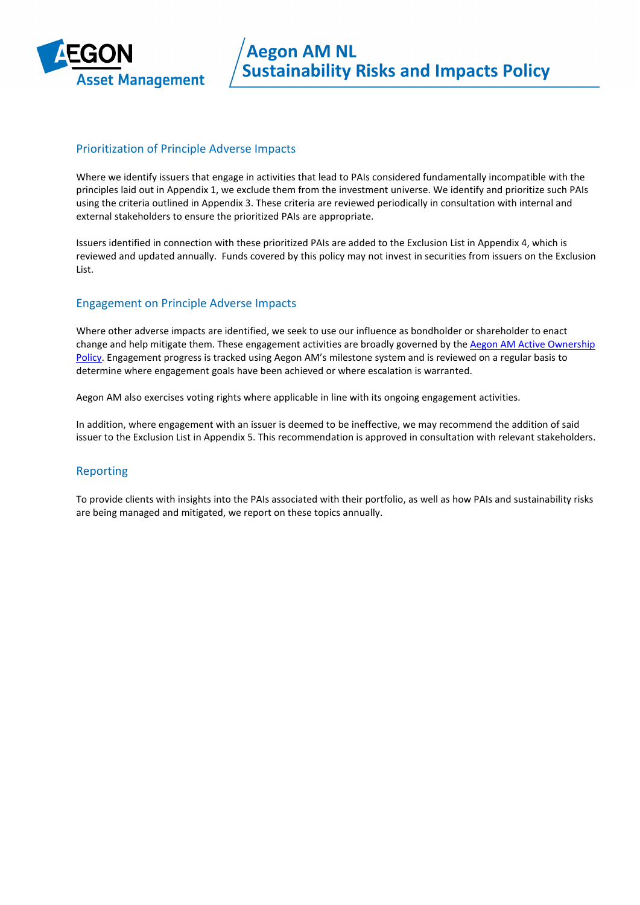## Prioritization of Principle Adverse Impacts

Where we identify issuers that engage in activities that lead to PAIs considered fundamentally incompatible with the principles laid out in Appendix 1, we exclude them from the investment universe. We identify and prioritize such PAIs using the criteria outlined in Appendix 3. These criteria are reviewed periodically in consultation with internal and external stakeholders to ensure the prioritized PAIs are appropriate.

Issuers identified in connection with these prioritized PAIs are added to the Exclusion List in Appendix 4, which is reviewed and updated annually. Funds covered by this policy may not invest in securities from issuers on the Exclusion List.

## Engagement on Principle Adverse Impacts

Where other adverse impacts are identified, we seek to use our influence as bondholder or shareholder to enact change and help mitigate them. These engagement activities are broadly governed by the Aegon AM Active Ownership Policy. Engagement progress is tracked using Aegon AM's milestone system and is reviewed on a regular basis to determine where engagement goals have been achieved or where escalation is warranted.

Aegon AM also exercises voting rights where applicable in line with its ongoing engagement activities.

In addition, where engagement with an issuer is deemed to be ineffective, we may recommend the addition of said issuer to the Exclusion List in Appendix 5. This recommendation is approved in consultation with relevant stakeholders.

## Reporting

To provide clients with insights into the PAIs associated with their portfolio, as well as how PAIs and sustainability risks are being managed and mitigated, we report on these topics annually.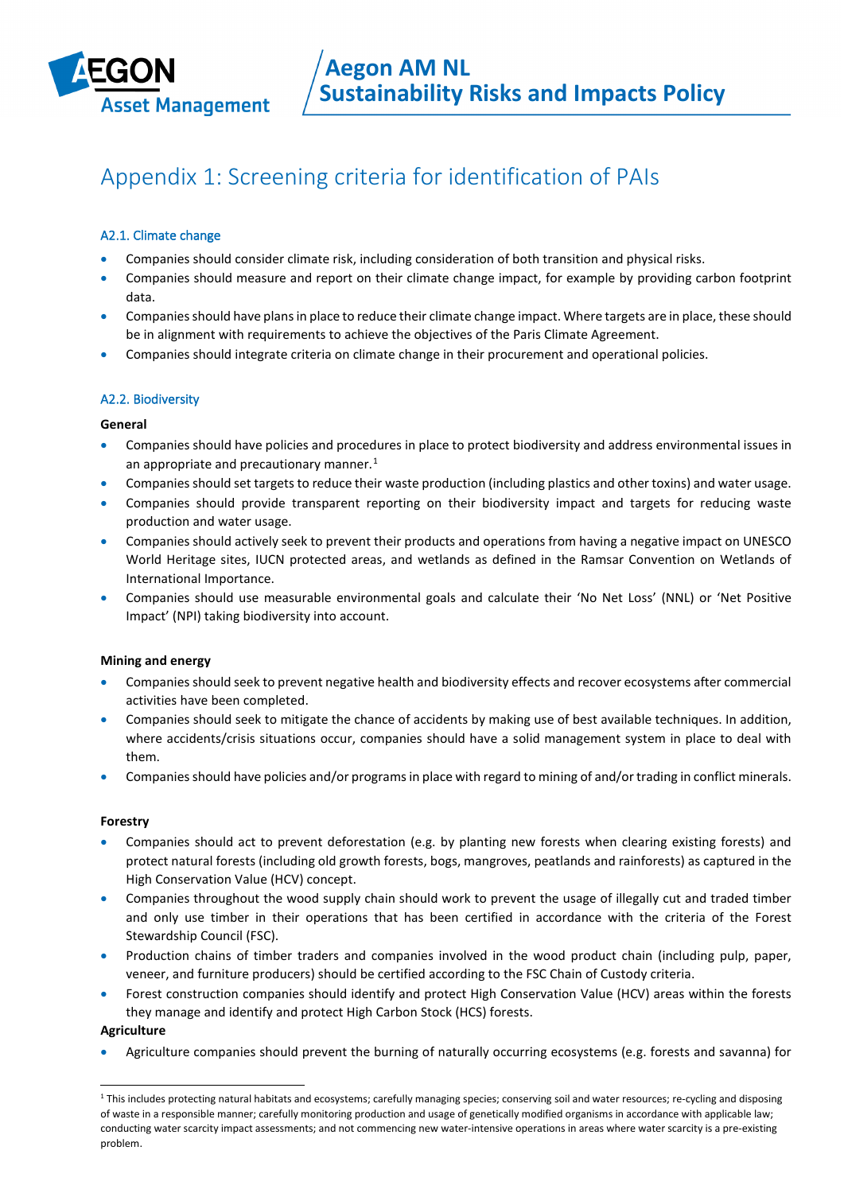# Appendix 1: Screening criteria for identification of PAIs

## A2.1. Climate change

- Companies should consider climate risk, including consideration of both transition and physical risks.
- Companies should measure and report on their climate change impact, for example by providing carbon footprint data.
- Companies should have plans in place to reduce their climate change impact. Where targets are in place, these should be in alignment with requirements to achieve the objectives of the Paris Climate Agreement.
- Companies should integrate criteria on climate change in their procurement and operational policies.

## A2.2. Biodiversity

**General**

- Companies should have policies and procedures in place to protect biodiversity and address environmental issues in an appropriate and precautionary manner.[1]
- Companies should set targets to reduce their waste production (including plastics and other toxins) and water usage.
- Companies should provide transparent reporting on their biodiversity impact and targets for reducing waste production and water usage.
- Companies should actively seek to prevent their products and operations from having a negative impact on UNESCO World Heritage sites, IUCN protected areas, and wetlands as defined in the Ramsar Convention on Wetlands of International Importance.
- Companies should use measurable environmental goals and calculate their 'No Net Loss' (NNL) or 'Net Positive Impact' (NPI) taking biodiversity into account.

**Mining and energy**

- Companies should seek to prevent negative health and biodiversity effects and recover ecosystems after commercial activities have been completed.
- Companies should seek to mitigate the chance of accidents by making use of best available techniques. In addition, where accidents/crisis situations occur, companies should have a solid management system in place to deal with them.
- Companies should have policies and/or programs in place with regard to mining of and/or trading in conflict minerals.

**Forestry**

- Companies should act to prevent deforestation (e.g. by planting new forests when clearing existing forests) and protect natural forests (including old growth forests, bogs, mangroves, peatlands and rainforests) as captured in the High Conservation Value (HCV) concept.
- Companies throughout the wood supply chain should work to prevent the usage of illegally cut and traded timber and only use timber in their operations that has been certified in accordance with the criteria of the Forest Stewardship Council (FSC).
- Production chains of timber traders and companies involved in the wood product chain (including pulp, paper, veneer, and furniture producers) should be certified according to the FSC Chain of Custody criteria.
- Forest construction companies should identify and protect High Conservation Value (HCV) areas within the forests they manage and identify and protect High Carbon Stock (HCS) forests.

**Agriculture**

- Agriculture companies should prevent the burning of naturally occurring ecosystems (e.g. forests and savanna) for

[1] This includes protecting natural habitats and ecosystems; carefully managing species; conserving soil and water resources; re-cycling and disposing of waste in a responsible manner; carefully monitoring production and usage of genetically modified organisms in accordance with applicable law; conducting water scarcity impact assessments; and not commencing new water-intensive operations in areas where water scarcity is a pre-existing problem.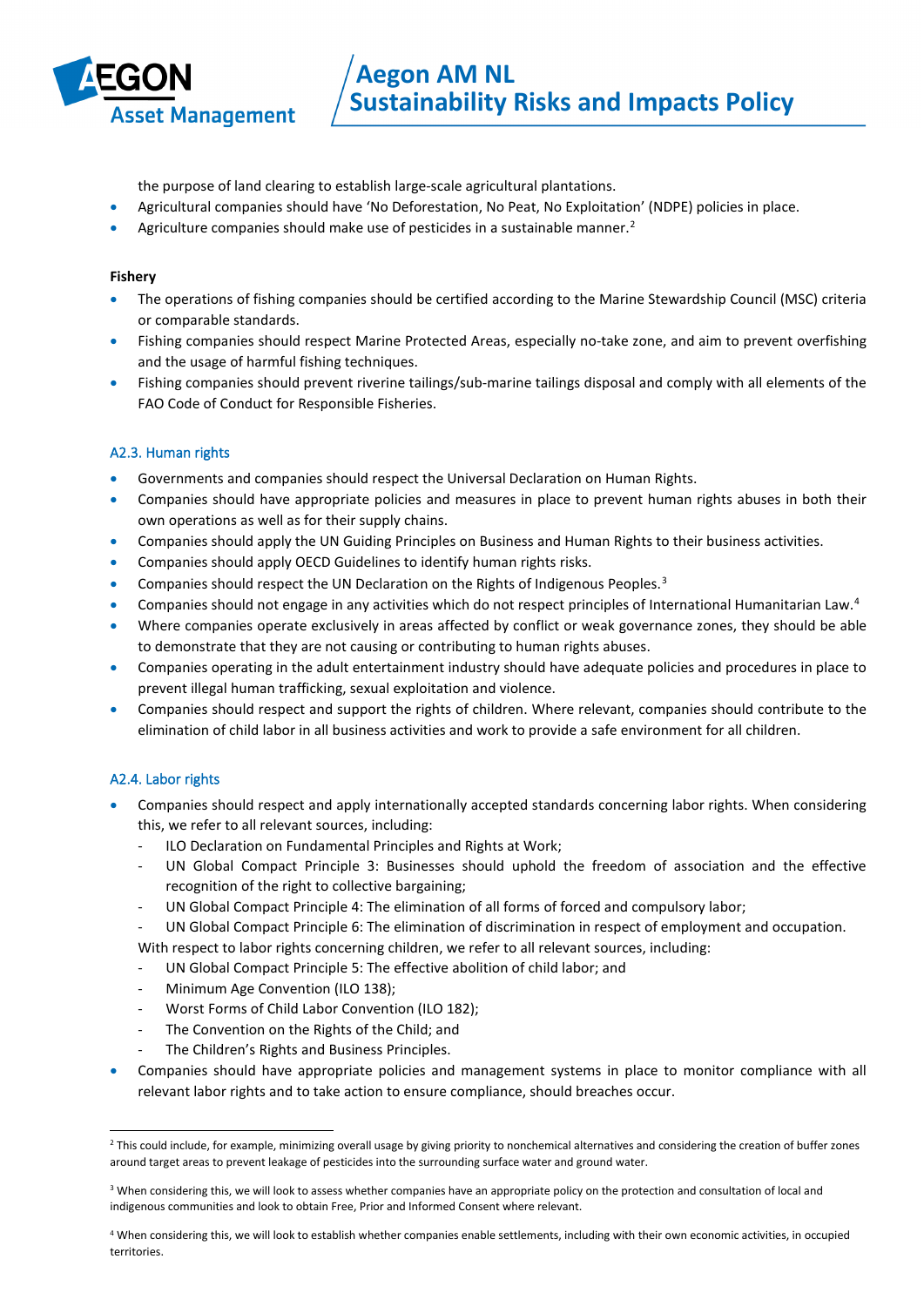the purpose of land clearing to establish large-scale agricultural plantations.

- Agricultural companies should have 'No Deforestation, No Peat, No Exploitation' (NDPE) policies in place.
- Agriculture companies should make use of pesticides in a sustainable manner.[2]

**Fishery**

- The operations of fishing companies should be certified according to the Marine Stewardship Council (MSC) criteria or comparable standards.
- Fishing companies should respect Marine Protected Areas, especially no-take zone, and aim to prevent overfishing and the usage of harmful fishing techniques.
- Fishing companies should prevent riverine tailings/sub-marine tailings disposal and comply with all elements of the FAO Code of Conduct for Responsible Fisheries.

### A2.3. Human rights

- Governments and companies should respect the Universal Declaration on Human Rights.
- Companies should have appropriate policies and measures in place to prevent human rights abuses in both their own operations as well as for their supply chains.
- Companies should apply the UN Guiding Principles on Business and Human Rights to their business activities.
- Companies should apply OECD Guidelines to identify human rights risks.
- Companies should respect the UN Declaration on the Rights of Indigenous Peoples.[3]
- Companies should not engage in any activities which do not respect principles of International Humanitarian Law.[4]
- Where companies operate exclusively in areas affected by conflict or weak governance zones, they should be able to demonstrate that they are not causing or contributing to human rights abuses.
- Companies operating in the adult entertainment industry should have adequate policies and procedures in place to prevent illegal human trafficking, sexual exploitation and violence.
- Companies should respect and support the rights of children. Where relevant, companies should contribute to the elimination of child labor in all business activities and work to provide a safe environment for all children.

### A2.4. Labor rights

- Companies should respect and apply internationally accepted standards concerning labor rights. When considering this, we refer to all relevant sources, including:
  - ILO Declaration on Fundamental Principles and Rights at Work;
  - UN Global Compact Principle 3: Businesses should uphold the freedom of association and the effective recognition of the right to collective bargaining;
  - UN Global Compact Principle 4: The elimination of all forms of forced and compulsory labor;
  - UN Global Compact Principle 6: The elimination of discrimination in respect of employment and occupation.

  With respect to labor rights concerning children, we refer to all relevant sources, including:
  - UN Global Compact Principle 5: The effective abolition of child labor; and
  - Minimum Age Convention (ILO 138);
  - Worst Forms of Child Labor Convention (ILO 182);
  - The Convention on the Rights of the Child; and
  - The Children's Rights and Business Principles.
- Companies should have appropriate policies and management systems in place to monitor compliance with all relevant labor rights and to take action to ensure compliance, should breaches occur.

---

[2] This could include, for example, minimizing overall usage by giving priority to nonchemical alternatives and considering the creation of buffer zones around target areas to prevent leakage of pesticides into the surrounding surface water and ground water.

[3] When considering this, we will look to assess whether companies have an appropriate policy on the protection and consultation of local and indigenous communities and look to obtain Free, Prior and Informed Consent where relevant.

[4] When considering this, we will look to establish whether companies enable settlements, including with their own economic activities, in occupied territories.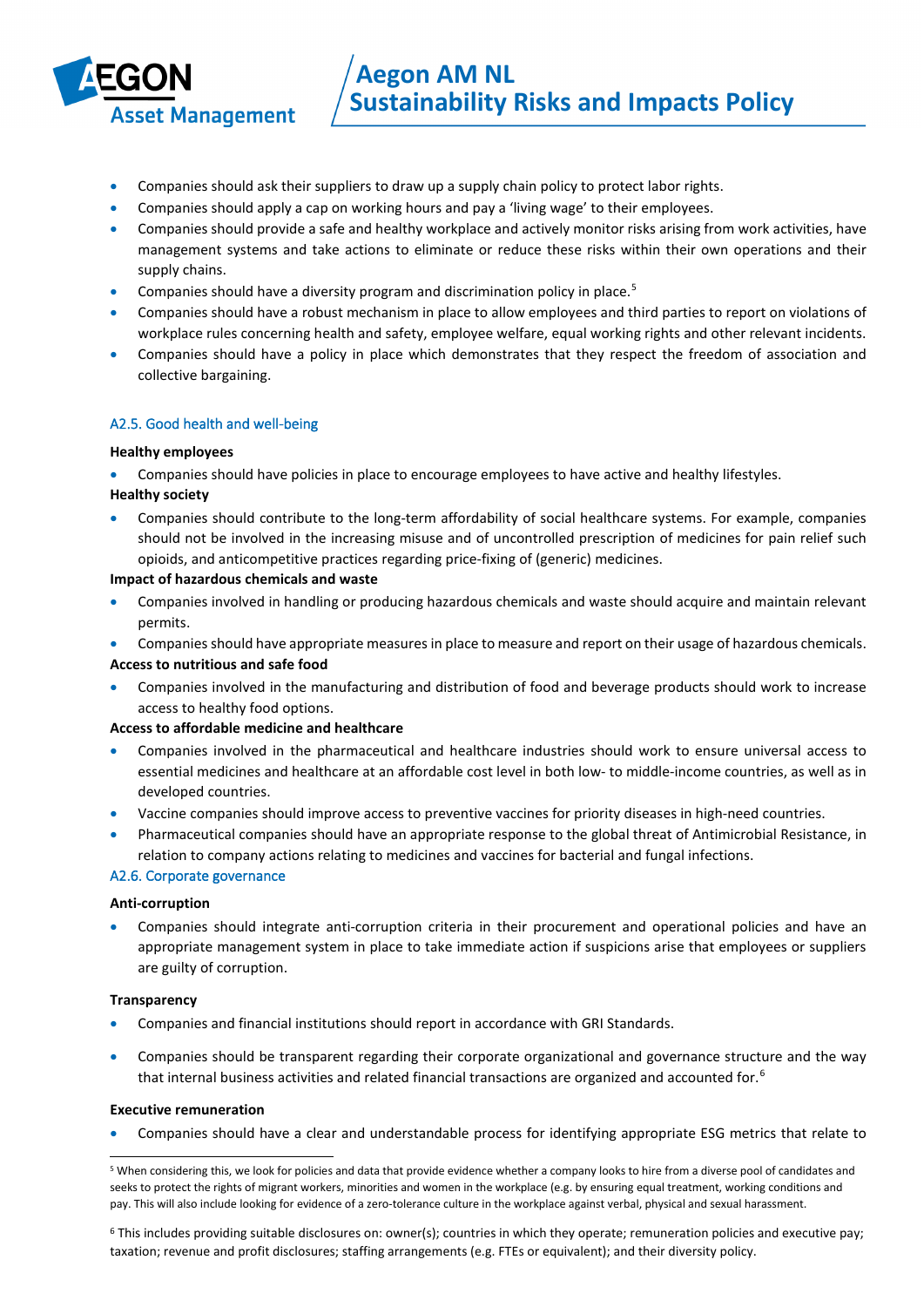- Companies should ask their suppliers to draw up a supply chain policy to protect labor rights.
- Companies should apply a cap on working hours and pay a 'living wage' to their employees.
- Companies should provide a safe and healthy workplace and actively monitor risks arising from work activities, have management systems and take actions to eliminate or reduce these risks within their own operations and their supply chains.
- Companies should have a diversity program and discrimination policy in place.[5]
- Companies should have a robust mechanism in place to allow employees and third parties to report on violations of workplace rules concerning health and safety, employee welfare, equal working rights and other relevant incidents.
- Companies should have a policy in place which demonstrates that they respect the freedom of association and collective bargaining.

### A2.5. Good health and well-being

**Healthy employees**

- Companies should have policies in place to encourage employees to have active and healthy lifestyles.

**Healthy society**

- Companies should contribute to the long-term affordability of social healthcare systems. For example, companies should not be involved in the increasing misuse and of uncontrolled prescription of medicines for pain relief such opioids, and anticompetitive practices regarding price-fixing of (generic) medicines.

**Impact of hazardous chemicals and waste**

- Companies involved in handling or producing hazardous chemicals and waste should acquire and maintain relevant permits.
- Companies should have appropriate measures in place to measure and report on their usage of hazardous chemicals.

**Access to nutritious and safe food**

- Companies involved in the manufacturing and distribution of food and beverage products should work to increase access to healthy food options.

**Access to affordable medicine and healthcare**

- Companies involved in the pharmaceutical and healthcare industries should work to ensure universal access to essential medicines and healthcare at an affordable cost level in both low- to middle-income countries, as well as in developed countries.
- Vaccine companies should improve access to preventive vaccines for priority diseases in high-need countries.
- Pharmaceutical companies should have an appropriate response to the global threat of Antimicrobial Resistance, in relation to company actions relating to medicines and vaccines for bacterial and fungal infections.

### A2.6. Corporate governance

**Anti-corruption**

- Companies should integrate anti-corruption criteria in their procurement and operational policies and have an appropriate management system in place to take immediate action if suspicions arise that employees or suppliers are guilty of corruption.

**Transparency**

- Companies and financial institutions should report in accordance with GRI Standards.
- Companies should be transparent regarding their corporate organizational and governance structure and the way that internal business activities and related financial transactions are organized and accounted for.[6]

**Executive remuneration**

- Companies should have a clear and understandable process for identifying appropriate ESG metrics that relate to

---

[5] When considering this, we look for policies and data that provide evidence whether a company looks to hire from a diverse pool of candidates and seeks to protect the rights of migrant workers, minorities and women in the workplace (e.g. by ensuring equal treatment, working conditions and pay. This will also include looking for evidence of a zero-tolerance culture in the workplace against verbal, physical and sexual harassment.

[6] This includes providing suitable disclosures on: owner(s); countries in which they operate; remuneration policies and executive pay; taxation; revenue and profit disclosures; staffing arrangements (e.g. FTEs or equivalent); and their diversity policy.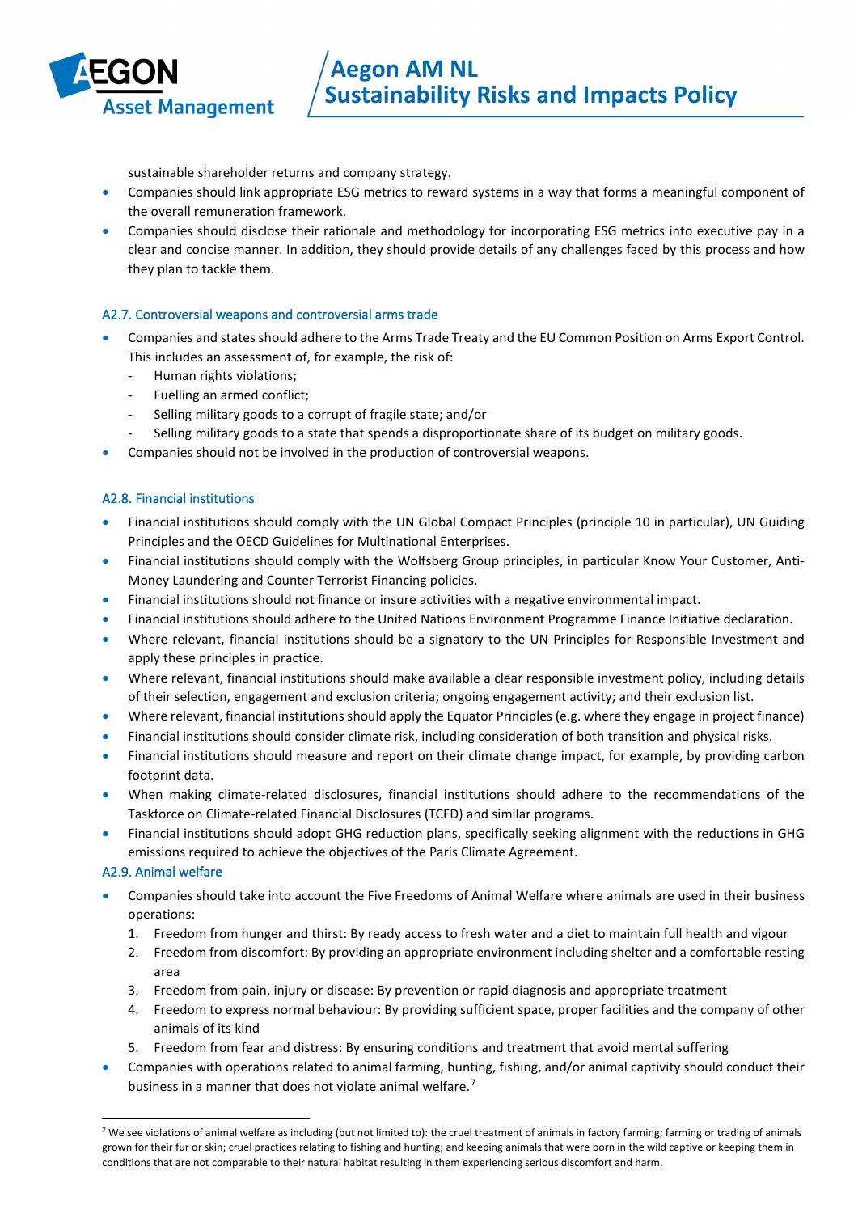sustainable shareholder returns and company strategy.

- Companies should link appropriate ESG metrics to reward systems in a way that forms a meaningful component of the overall remuneration framework.
- Companies should disclose their rationale and methodology for incorporating ESG metrics into executive pay in a clear and concise manner. In addition, they should provide details of any challenges faced by this process and how they plan to tackle them.

### A2.7. Controversial weapons and controversial arms trade

- Companies and states should adhere to the Arms Trade Treaty and the EU Common Position on Arms Export Control. This includes an assessment of, for example, the risk of:
  - Human rights violations;
  - Fuelling an armed conflict;
  - Selling military goods to a corrupt of fragile state; and/or
  - Selling military goods to a state that spends a disproportionate share of its budget on military goods.
- Companies should not be involved in the production of controversial weapons.

### A2.8. Financial institutions

- Financial institutions should comply with the UN Global Compact Principles (principle 10 in particular), UN Guiding Principles and the OECD Guidelines for Multinational Enterprises.
- Financial institutions should comply with the Wolfsberg Group principles, in particular Know Your Customer, Anti-Money Laundering and Counter Terrorist Financing policies.
- Financial institutions should not finance or insure activities with a negative environmental impact.
- Financial institutions should adhere to the United Nations Environment Programme Finance Initiative declaration.
- Where relevant, financial institutions should be a signatory to the UN Principles for Responsible Investment and apply these principles in practice.
- Where relevant, financial institutions should make available a clear responsible investment policy, including details of their selection, engagement and exclusion criteria; ongoing engagement activity; and their exclusion list.
- Where relevant, financial institutions should apply the Equator Principles (e.g. where they engage in project finance)
- Financial institutions should consider climate risk, including consideration of both transition and physical risks.
- Financial institutions should measure and report on their climate change impact, for example, by providing carbon footprint data.
- When making climate-related disclosures, financial institutions should adhere to the recommendations of the Taskforce on Climate-related Financial Disclosures (TCFD) and similar programs.
- Financial institutions should adopt GHG reduction plans, specifically seeking alignment with the reductions in GHG emissions required to achieve the objectives of the Paris Climate Agreement.

### A2.9. Animal welfare

- Companies should take into account the Five Freedoms of Animal Welfare where animals are used in their business operations:
  1. Freedom from hunger and thirst: By ready access to fresh water and a diet to maintain full health and vigour
  2. Freedom from discomfort: By providing an appropriate environment including shelter and a comfortable resting area
  3. Freedom from pain, injury or disease: By prevention or rapid diagnosis and appropriate treatment
  4. Freedom to express normal behaviour: By providing sufficient space, proper facilities and the company of other animals of its kind
  5. Freedom from fear and distress: By ensuring conditions and treatment that avoid mental suffering
- Companies with operations related to animal farming, hunting, fishing, and/or animal captivity should conduct their business in a manner that does not violate animal welfare.[7]

[7] We see violations of animal welfare as including (but not limited to): the cruel treatment of animals in factory farming; farming or trading of animals grown for their fur or skin; cruel practices relating to fishing and hunting; and keeping animals that were born in the wild captive or keeping them in conditions that are not comparable to their natural habitat resulting in them experiencing serious discomfort and harm.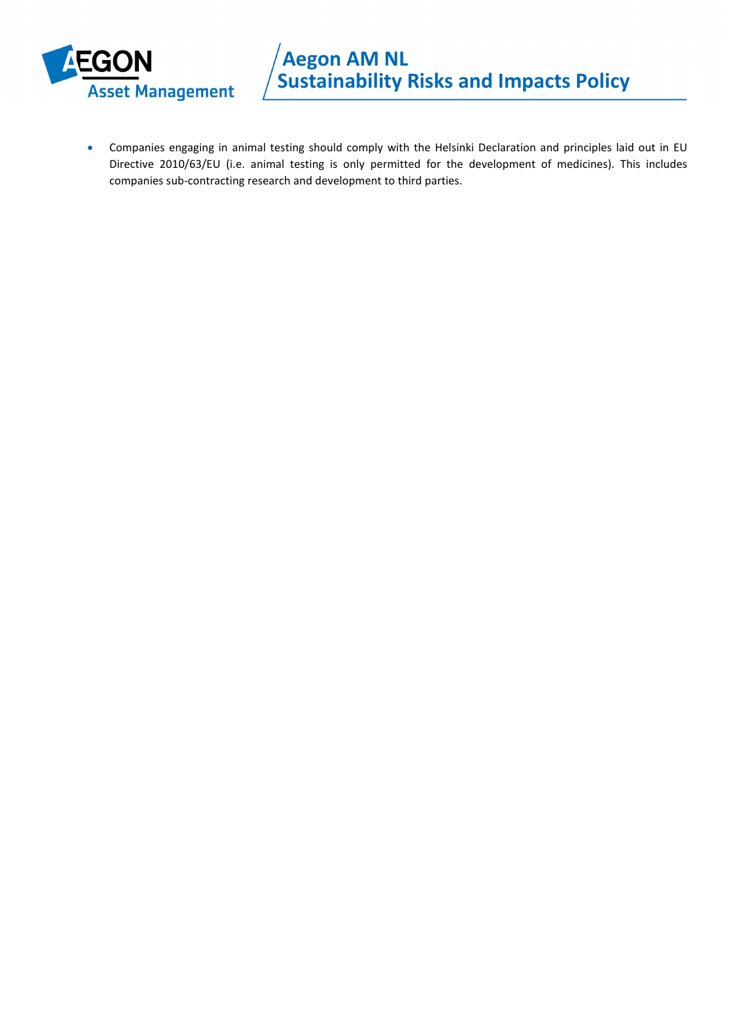- Companies engaging in animal testing should comply with the Helsinki Declaration and principles laid out in EU Directive 2010/63/EU (i.e. animal testing is only permitted for the development of medicines). This includes companies sub-contracting research and development to third parties.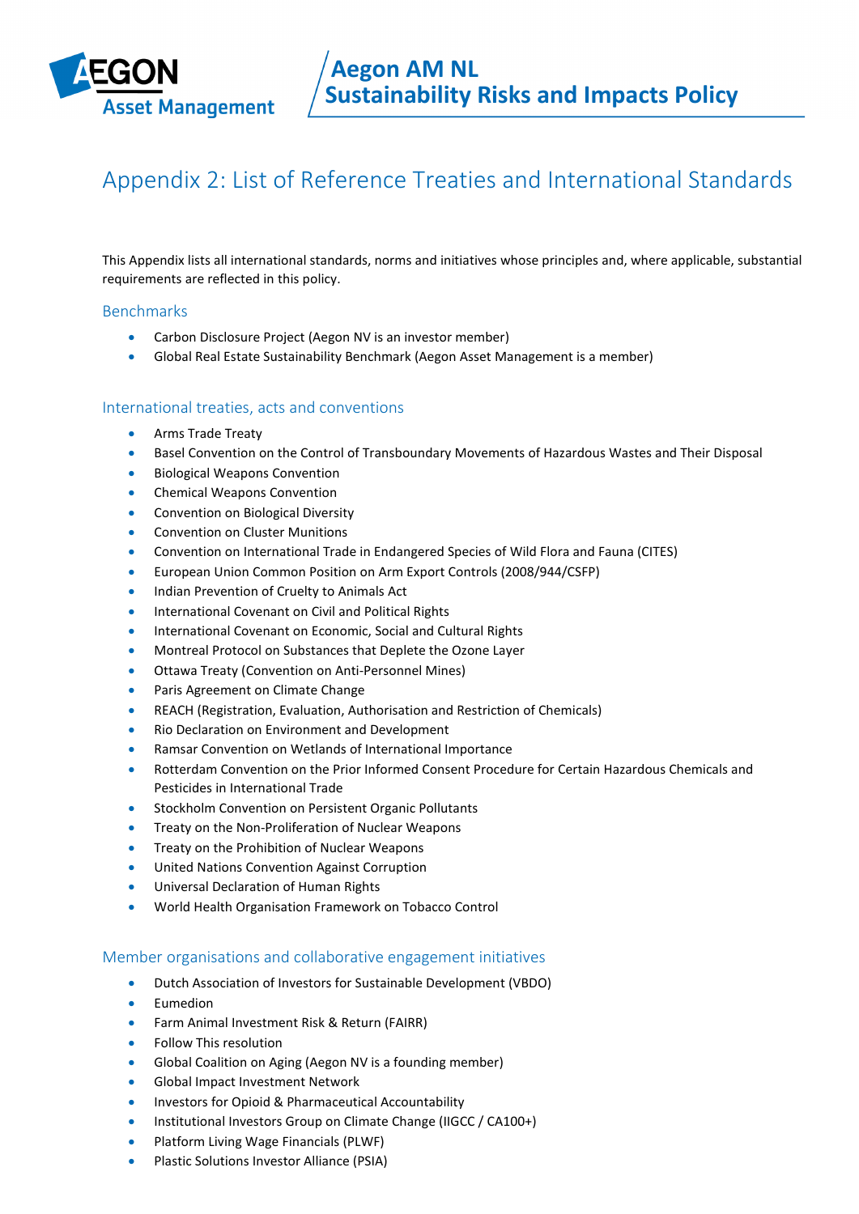# Appendix 2: List of Reference Treaties and International Standards

This Appendix lists all international standards, norms and initiatives whose principles and, where applicable, substantial requirements are reflected in this policy.

## Benchmarks

- Carbon Disclosure Project (Aegon NV is an investor member)
- Global Real Estate Sustainability Benchmark (Aegon Asset Management is a member)

## International treaties, acts and conventions

- Arms Trade Treaty
- Basel Convention on the Control of Transboundary Movements of Hazardous Wastes and Their Disposal
- Biological Weapons Convention
- Chemical Weapons Convention
- Convention on Biological Diversity
- Convention on Cluster Munitions
- Convention on International Trade in Endangered Species of Wild Flora and Fauna (CITES)
- European Union Common Position on Arm Export Controls (2008/944/CSFP)
- Indian Prevention of Cruelty to Animals Act
- International Covenant on Civil and Political Rights
- International Covenant on Economic, Social and Cultural Rights
- Montreal Protocol on Substances that Deplete the Ozone Layer
- Ottawa Treaty (Convention on Anti-Personnel Mines)
- Paris Agreement on Climate Change
- REACH (Registration, Evaluation, Authorisation and Restriction of Chemicals)
- Rio Declaration on Environment and Development
- Ramsar Convention on Wetlands of International Importance
- Rotterdam Convention on the Prior Informed Consent Procedure for Certain Hazardous Chemicals and Pesticides in International Trade
- Stockholm Convention on Persistent Organic Pollutants
- Treaty on the Non-Proliferation of Nuclear Weapons
- Treaty on the Prohibition of Nuclear Weapons
- United Nations Convention Against Corruption
- Universal Declaration of Human Rights
- World Health Organisation Framework on Tobacco Control

## Member organisations and collaborative engagement initiatives

- Dutch Association of Investors for Sustainable Development (VBDO)
- Eumedion
- Farm Animal Investment Risk & Return (FAIRR)
- Follow This resolution
- Global Coalition on Aging (Aegon NV is a founding member)
- Global Impact Investment Network
- Investors for Opioid & Pharmaceutical Accountability
- Institutional Investors Group on Climate Change (IIGCC / CA100+)
- Platform Living Wage Financials (PLWF)
- Plastic Solutions Investor Alliance (PSIA)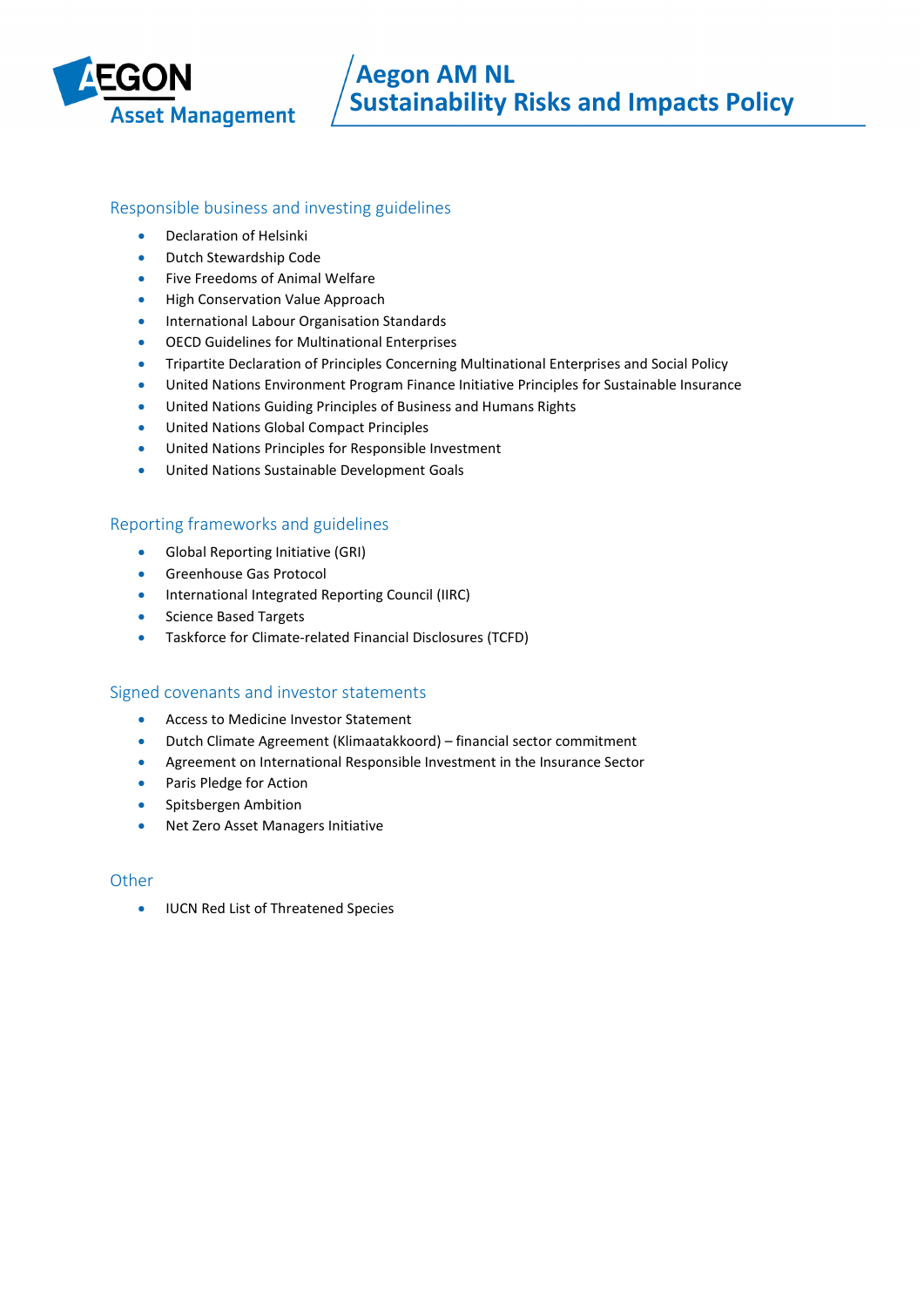## Responsible business and investing guidelines

- Declaration of Helsinki
- Dutch Stewardship Code
- Five Freedoms of Animal Welfare
- High Conservation Value Approach
- International Labour Organisation Standards
- OECD Guidelines for Multinational Enterprises
- Tripartite Declaration of Principles Concerning Multinational Enterprises and Social Policy
- United Nations Environment Program Finance Initiative Principles for Sustainable Insurance
- United Nations Guiding Principles of Business and Humans Rights
- United Nations Global Compact Principles
- United Nations Principles for Responsible Investment
- United Nations Sustainable Development Goals

## Reporting frameworks and guidelines

- Global Reporting Initiative (GRI)
- Greenhouse Gas Protocol
- International Integrated Reporting Council (IIRC)
- Science Based Targets
- Taskforce for Climate-related Financial Disclosures (TCFD)

## Signed covenants and investor statements

- Access to Medicine Investor Statement
- Dutch Climate Agreement (Klimaatakkoord) – financial sector commitment
- Agreement on International Responsible Investment in the Insurance Sector
- Paris Pledge for Action
- Spitsbergen Ambition
- Net Zero Asset Managers Initiative

## Other

- IUCN Red List of Threatened Species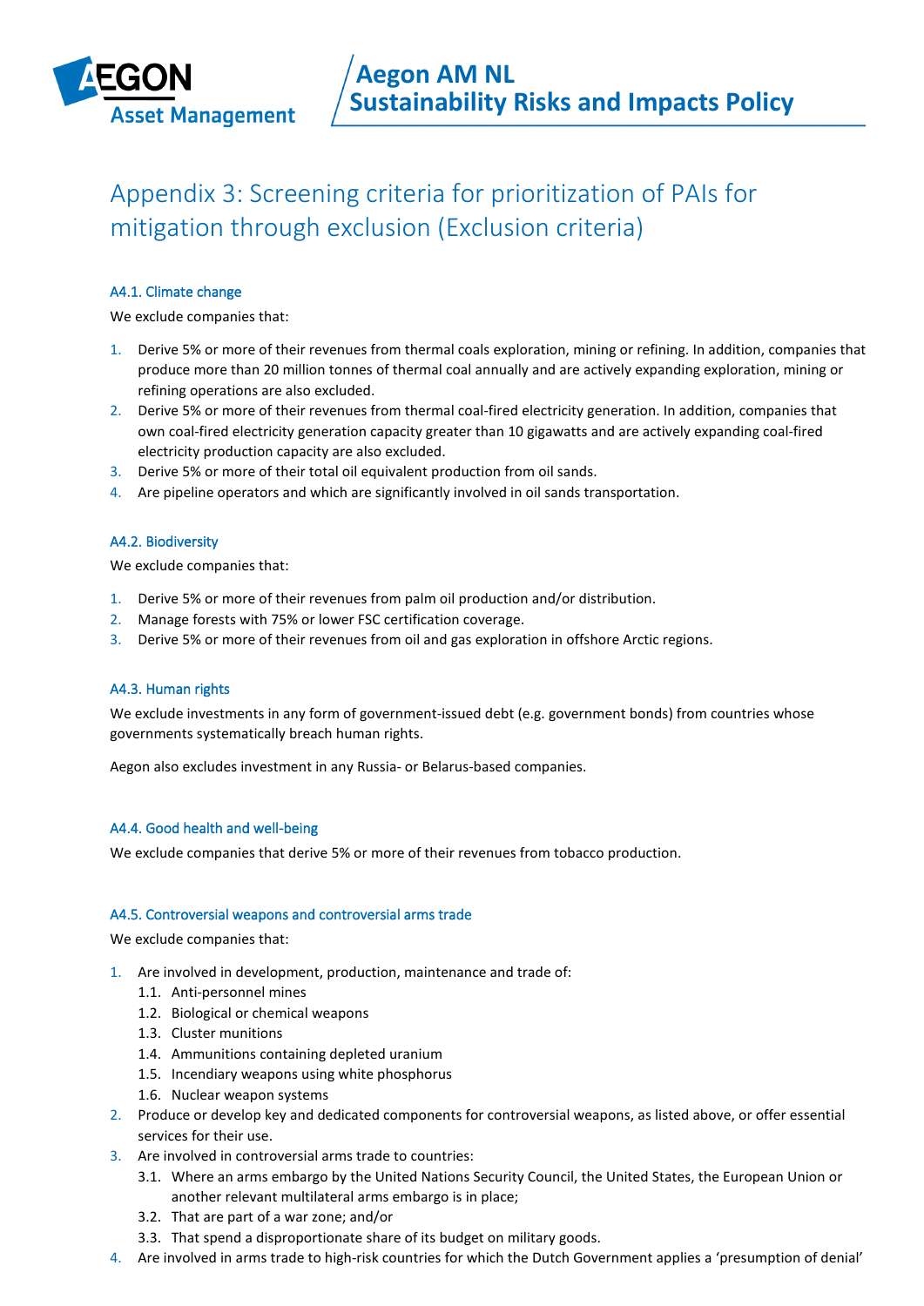# Appendix 3: Screening criteria for prioritization of PAIs for mitigation through exclusion (Exclusion criteria)

### A4.1. Climate change

We exclude companies that:

1. Derive 5% or more of their revenues from thermal coals exploration, mining or refining. In addition, companies that produce more than 20 million tonnes of thermal coal annually and are actively expanding exploration, mining or refining operations are also excluded.
2. Derive 5% or more of their revenues from thermal coal-fired electricity generation. In addition, companies that own coal-fired electricity generation capacity greater than 10 gigawatts and are actively expanding coal-fired electricity production capacity are also excluded.
3. Derive 5% or more of their total oil equivalent production from oil sands.
4. Are pipeline operators and which are significantly involved in oil sands transportation.

### A4.2. Biodiversity

We exclude companies that:

1. Derive 5% or more of their revenues from palm oil production and/or distribution.
2. Manage forests with 75% or lower FSC certification coverage.
3. Derive 5% or more of their revenues from oil and gas exploration in offshore Arctic regions.

### A4.3. Human rights

We exclude investments in any form of government-issued debt (e.g. government bonds) from countries whose governments systematically breach human rights.

Aegon also excludes investment in any Russia- or Belarus-based companies.

### A4.4. Good health and well-being

We exclude companies that derive 5% or more of their revenues from tobacco production.

### A4.5. Controversial weapons and controversial arms trade

We exclude companies that:

1. Are involved in development, production, maintenance and trade of:
   1.1. Anti-personnel mines
   1.2. Biological or chemical weapons
   1.3. Cluster munitions
   1.4. Ammunitions containing depleted uranium
   1.5. Incendiary weapons using white phosphorus
   1.6. Nuclear weapon systems
2. Produce or develop key and dedicated components for controversial weapons, as listed above, or offer essential services for their use.
3. Are involved in controversial arms trade to countries:
   3.1. Where an arms embargo by the United Nations Security Council, the United States, the European Union or another relevant multilateral arms embargo is in place;
   3.2. That are part of a war zone; and/or
   3.3. That spend a disproportionate share of its budget on military goods.
4. Are involved in arms trade to high-risk countries for which the Dutch Government applies a 'presumption of denial'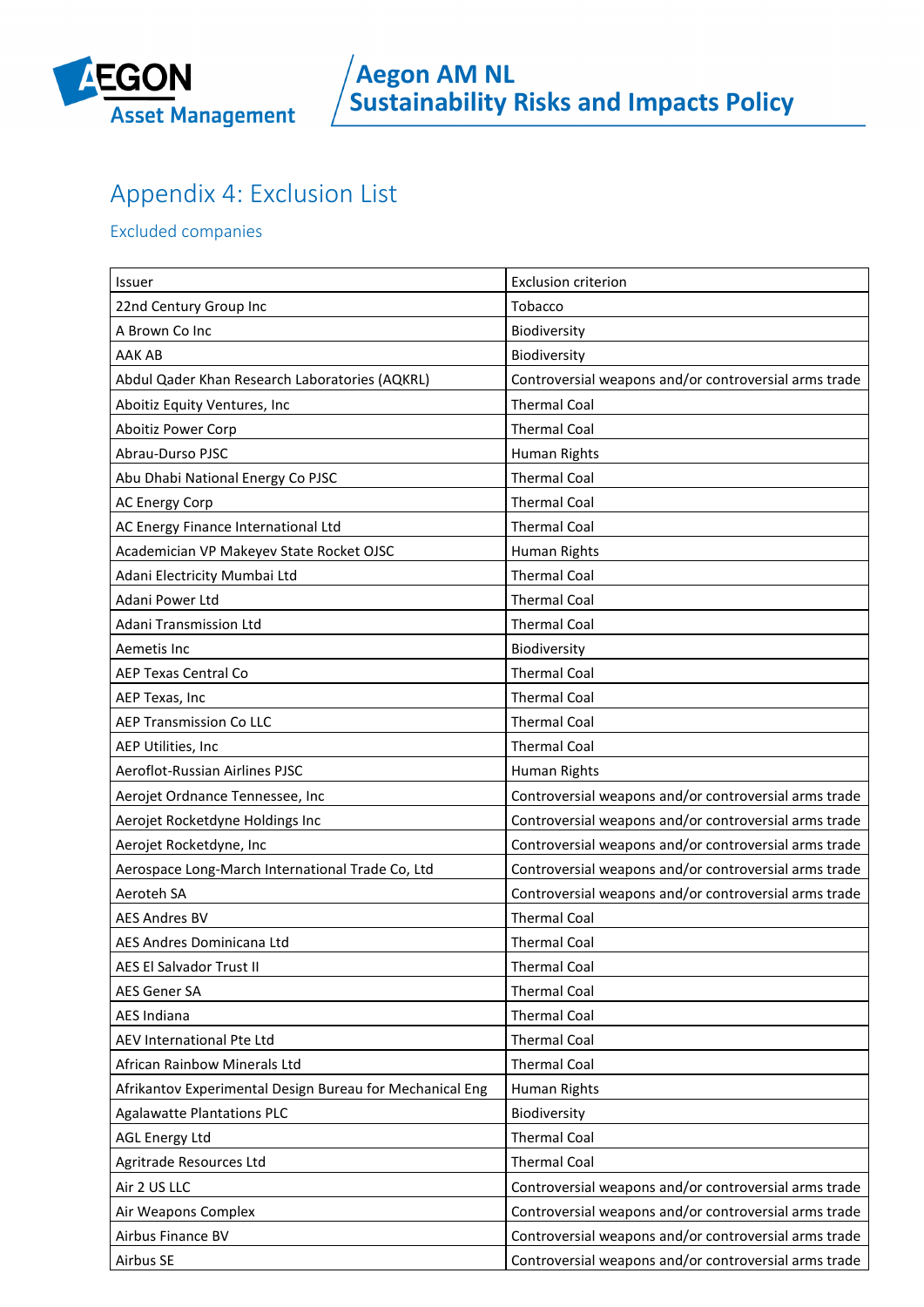# Appendix 4: Exclusion List

## Excluded companies

| Issuer | Exclusion criterion |
|---|---|
| 22nd Century Group Inc | Tobacco |
| A Brown Co Inc | Biodiversity |
| AAK AB | Biodiversity |
| Abdul Qader Khan Research Laboratories (AQKRL) | Controversial weapons and/or controversial arms trade |
| Aboitiz Equity Ventures, Inc | Thermal Coal |
| Aboitiz Power Corp | Thermal Coal |
| Abrau-Durso PJSC | Human Rights |
| Abu Dhabi National Energy Co PJSC | Thermal Coal |
| AC Energy Corp | Thermal Coal |
| AC Energy Finance International Ltd | Thermal Coal |
| Academician VP Makeyev State Rocket OJSC | Human Rights |
| Adani Electricity Mumbai Ltd | Thermal Coal |
| Adani Power Ltd | Thermal Coal |
| Adani Transmission Ltd | Thermal Coal |
| Aemetis Inc | Biodiversity |
| AEP Texas Central Co | Thermal Coal |
| AEP Texas, Inc | Thermal Coal |
| AEP Transmission Co LLC | Thermal Coal |
| AEP Utilities, Inc | Thermal Coal |
| Aeroflot-Russian Airlines PJSC | Human Rights |
| Aerojet Ordnance Tennessee, Inc | Controversial weapons and/or controversial arms trade |
| Aerojet Rocketdyne Holdings Inc | Controversial weapons and/or controversial arms trade |
| Aerojet Rocketdyne, Inc | Controversial weapons and/or controversial arms trade |
| Aerospace Long-March International Trade Co, Ltd | Controversial weapons and/or controversial arms trade |
| Aeroteh SA | Controversial weapons and/or controversial arms trade |
| AES Andres BV | Thermal Coal |
| AES Andres Dominicana Ltd | Thermal Coal |
| AES El Salvador Trust II | Thermal Coal |
| AES Gener SA | Thermal Coal |
| AES Indiana | Thermal Coal |
| AEV International Pte Ltd | Thermal Coal |
| African Rainbow Minerals Ltd | Thermal Coal |
| Afrikantov Experimental Design Bureau for Mechanical Eng | Human Rights |
| Agalawatte Plantations PLC | Biodiversity |
| AGL Energy Ltd | Thermal Coal |
| Agritrade Resources Ltd | Thermal Coal |
| Air 2 US LLC | Controversial weapons and/or controversial arms trade |
| Air Weapons Complex | Controversial weapons and/or controversial arms trade |
| Airbus Finance BV | Controversial weapons and/or controversial arms trade |
| Airbus SE | Controversial weapons and/or controversial arms trade |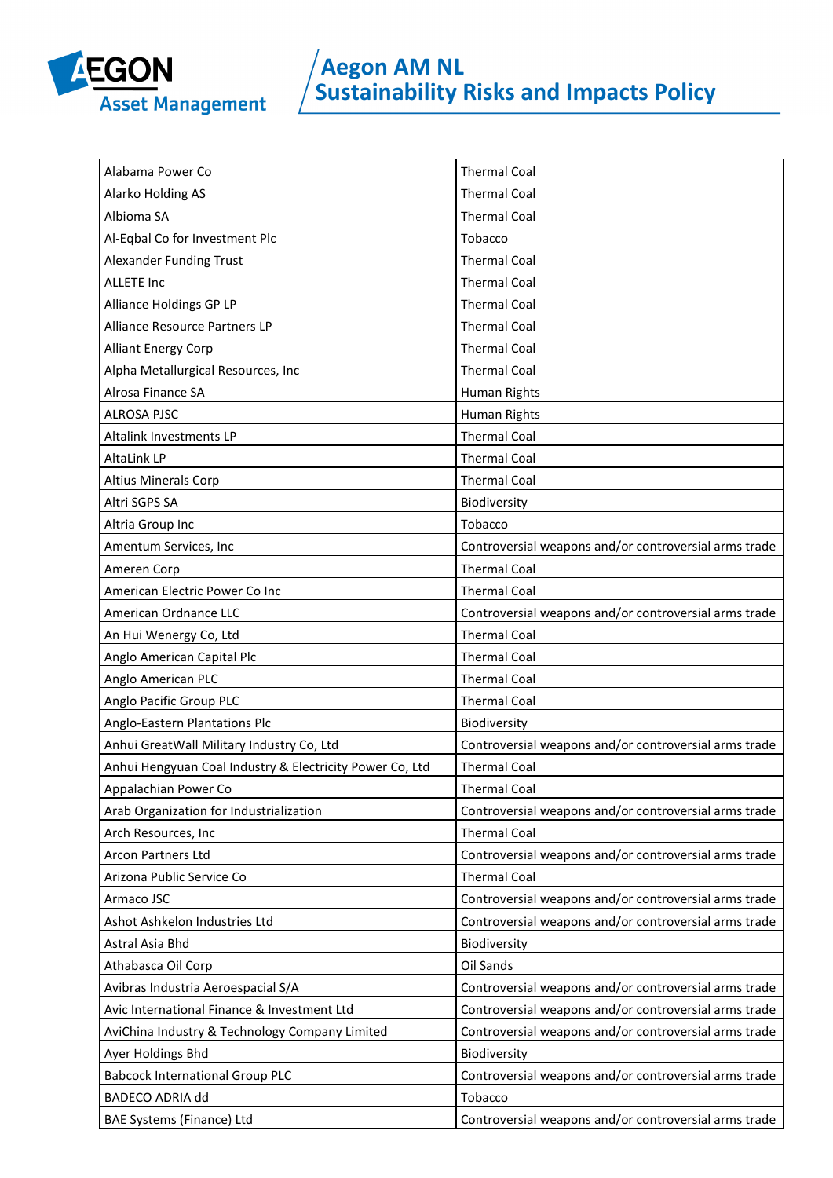| Alabama Power Co | Thermal Coal |
|---|---|
| Alarko Holding AS | Thermal Coal |
| Albioma SA | Thermal Coal |
| Al-Eqbal Co for Investment Plc | Tobacco |
| Alexander Funding Trust | Thermal Coal |
| ALLETE Inc | Thermal Coal |
| Alliance Holdings GP LP | Thermal Coal |
| Alliance Resource Partners LP | Thermal Coal |
| Alliant Energy Corp | Thermal Coal |
| Alpha Metallurgical Resources, Inc | Thermal Coal |
| Alrosa Finance SA | Human Rights |
| ALROSA PJSC | Human Rights |
| Altalink Investments LP | Thermal Coal |
| AltaLink LP | Thermal Coal |
| Altius Minerals Corp | Thermal Coal |
| Altri SGPS SA | Biodiversity |
| Altria Group Inc | Tobacco |
| Amentum Services, Inc | Controversial weapons and/or controversial arms trade |
| Ameren Corp | Thermal Coal |
| American Electric Power Co Inc | Thermal Coal |
| American Ordnance LLC | Controversial weapons and/or controversial arms trade |
| An Hui Wenergy Co, Ltd | Thermal Coal |
| Anglo American Capital Plc | Thermal Coal |
| Anglo American PLC | Thermal Coal |
| Anglo Pacific Group PLC | Thermal Coal |
| Anglo-Eastern Plantations Plc | Biodiversity |
| Anhui GreatWall Military Industry Co, Ltd | Controversial weapons and/or controversial arms trade |
| Anhui Hengyuan Coal Industry & Electricity Power Co, Ltd | Thermal Coal |
| Appalachian Power Co | Thermal Coal |
| Arab Organization for Industrialization | Controversial weapons and/or controversial arms trade |
| Arch Resources, Inc | Thermal Coal |
| Arcon Partners Ltd | Controversial weapons and/or controversial arms trade |
| Arizona Public Service Co | Thermal Coal |
| Armaco JSC | Controversial weapons and/or controversial arms trade |
| Ashot Ashkelon Industries Ltd | Controversial weapons and/or controversial arms trade |
| Astral Asia Bhd | Biodiversity |
| Athabasca Oil Corp | Oil Sands |
| Avibras Industria Aeroespacial S/A | Controversial weapons and/or controversial arms trade |
| Avic International Finance & Investment Ltd | Controversial weapons and/or controversial arms trade |
| AviChina Industry & Technology Company Limited | Controversial weapons and/or controversial arms trade |
| Ayer Holdings Bhd | Biodiversity |
| Babcock International Group PLC | Controversial weapons and/or controversial arms trade |
| BADECO ADRIA dd | Tobacco |
| BAE Systems (Finance) Ltd | Controversial weapons and/or controversial arms trade |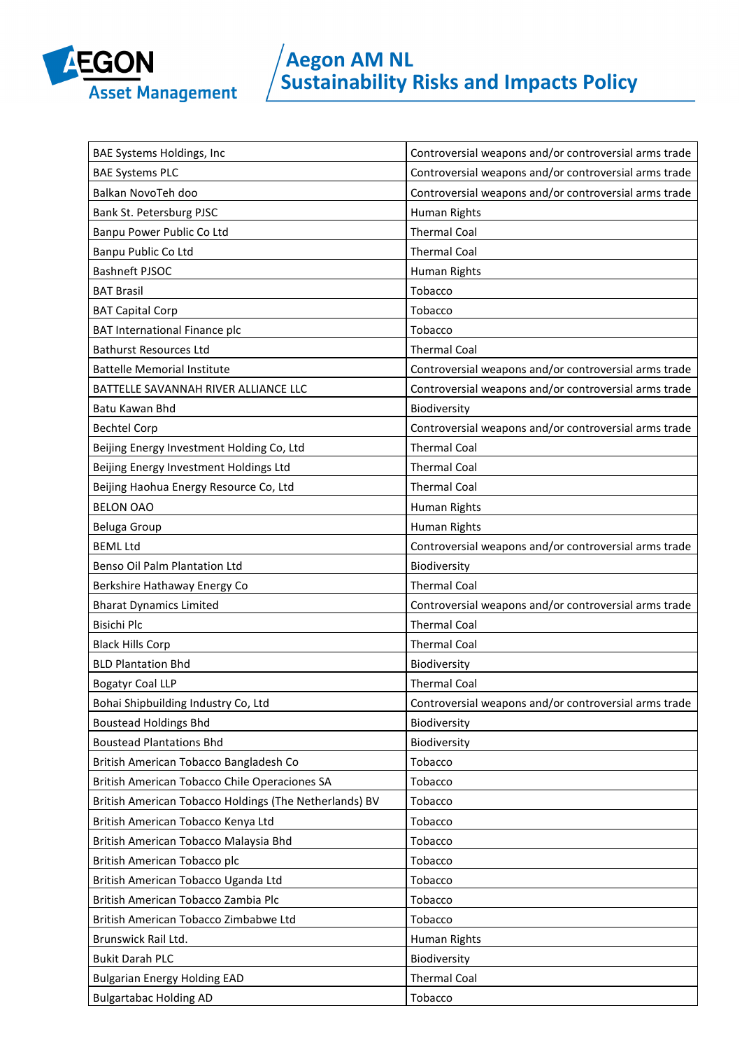| | |
|---|---|
| BAE Systems Holdings, Inc | Controversial weapons and/or controversial arms trade |
| BAE Systems PLC | Controversial weapons and/or controversial arms trade |
| Balkan NovoTeh doo | Controversial weapons and/or controversial arms trade |
| Bank St. Petersburg PJSC | Human Rights |
| Banpu Power Public Co Ltd | Thermal Coal |
| Banpu Public Co Ltd | Thermal Coal |
| Bashneft PJSOC | Human Rights |
| BAT Brasil | Tobacco |
| BAT Capital Corp | Tobacco |
| BAT International Finance plc | Tobacco |
| Bathurst Resources Ltd | Thermal Coal |
| Battelle Memorial Institute | Controversial weapons and/or controversial arms trade |
| BATTELLE SAVANNAH RIVER ALLIANCE LLC | Controversial weapons and/or controversial arms trade |
| Batu Kawan Bhd | Biodiversity |
| Bechtel Corp | Controversial weapons and/or controversial arms trade |
| Beijing Energy Investment Holding Co, Ltd | Thermal Coal |
| Beijing Energy Investment Holdings Ltd | Thermal Coal |
| Beijing Haohua Energy Resource Co, Ltd | Thermal Coal |
| BELON OAO | Human Rights |
| Beluga Group | Human Rights |
| BEML Ltd | Controversial weapons and/or controversial arms trade |
| Benso Oil Palm Plantation Ltd | Biodiversity |
| Berkshire Hathaway Energy Co | Thermal Coal |
| Bharat Dynamics Limited | Controversial weapons and/or controversial arms trade |
| Bisichi Plc | Thermal Coal |
| Black Hills Corp | Thermal Coal |
| BLD Plantation Bhd | Biodiversity |
| Bogatyr Coal LLP | Thermal Coal |
| Bohai Shipbuilding Industry Co, Ltd | Controversial weapons and/or controversial arms trade |
| Boustead Holdings Bhd | Biodiversity |
| Boustead Plantations Bhd | Biodiversity |
| British American Tobacco Bangladesh Co | Tobacco |
| British American Tobacco Chile Operaciones SA | Tobacco |
| British American Tobacco Holdings (The Netherlands) BV | Tobacco |
| British American Tobacco Kenya Ltd | Tobacco |
| British American Tobacco Malaysia Bhd | Tobacco |
| British American Tobacco plc | Tobacco |
| British American Tobacco Uganda Ltd | Tobacco |
| British American Tobacco Zambia Plc | Tobacco |
| British American Tobacco Zimbabwe Ltd | Tobacco |
| Brunswick Rail Ltd. | Human Rights |
| Bukit Darah PLC | Biodiversity |
| Bulgarian Energy Holding EAD | Thermal Coal |
| Bulgartabac Holding AD | Tobacco |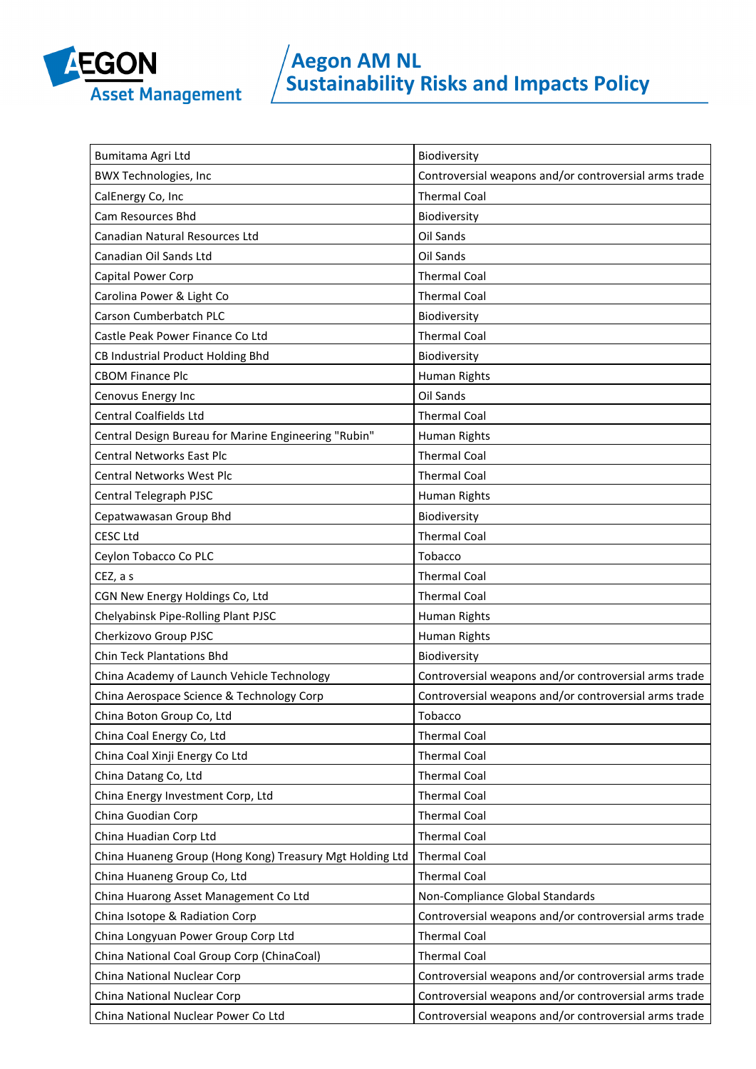| | |
|---|---|
| Bumitama Agri Ltd | Biodiversity |
| BWX Technologies, Inc | Controversial weapons and/or controversial arms trade |
| CalEnergy Co, Inc | Thermal Coal |
| Cam Resources Bhd | Biodiversity |
| Canadian Natural Resources Ltd | Oil Sands |
| Canadian Oil Sands Ltd | Oil Sands |
| Capital Power Corp | Thermal Coal |
| Carolina Power & Light Co | Thermal Coal |
| Carson Cumberbatch PLC | Biodiversity |
| Castle Peak Power Finance Co Ltd | Thermal Coal |
| CB Industrial Product Holding Bhd | Biodiversity |
| CBOM Finance Plc | Human Rights |
| Cenovus Energy Inc | Oil Sands |
| Central Coalfields Ltd | Thermal Coal |
| Central Design Bureau for Marine Engineering "Rubin" | Human Rights |
| Central Networks East Plc | Thermal Coal |
| Central Networks West Plc | Thermal Coal |
| Central Telegraph PJSC | Human Rights |
| Cepatwawasan Group Bhd | Biodiversity |
| CESC Ltd | Thermal Coal |
| Ceylon Tobacco Co PLC | Tobacco |
| CEZ, a s | Thermal Coal |
| CGN New Energy Holdings Co, Ltd | Thermal Coal |
| Chelyabinsk Pipe-Rolling Plant PJSC | Human Rights |
| Cherkizovo Group PJSC | Human Rights |
| Chin Teck Plantations Bhd | Biodiversity |
| China Academy of Launch Vehicle Technology | Controversial weapons and/or controversial arms trade |
| China Aerospace Science & Technology Corp | Controversial weapons and/or controversial arms trade |
| China Boton Group Co, Ltd | Tobacco |
| China Coal Energy Co, Ltd | Thermal Coal |
| China Coal Xinji Energy Co Ltd | Thermal Coal |
| China Datang Co, Ltd | Thermal Coal |
| China Energy Investment Corp, Ltd | Thermal Coal |
| China Guodian Corp | Thermal Coal |
| China Huadian Corp Ltd | Thermal Coal |
| China Huaneng Group (Hong Kong) Treasury Mgt Holding Ltd | Thermal Coal |
| China Huaneng Group Co, Ltd | Thermal Coal |
| China Huarong Asset Management Co Ltd | Non-Compliance Global Standards |
| China Isotope & Radiation Corp | Controversial weapons and/or controversial arms trade |
| China Longyuan Power Group Corp Ltd | Thermal Coal |
| China National Coal Group Corp (ChinaCoal) | Thermal Coal |
| China National Nuclear Corp | Controversial weapons and/or controversial arms trade |
| China National Nuclear Corp | Controversial weapons and/or controversial arms trade |
| China National Nuclear Power Co Ltd | Controversial weapons and/or controversial arms trade |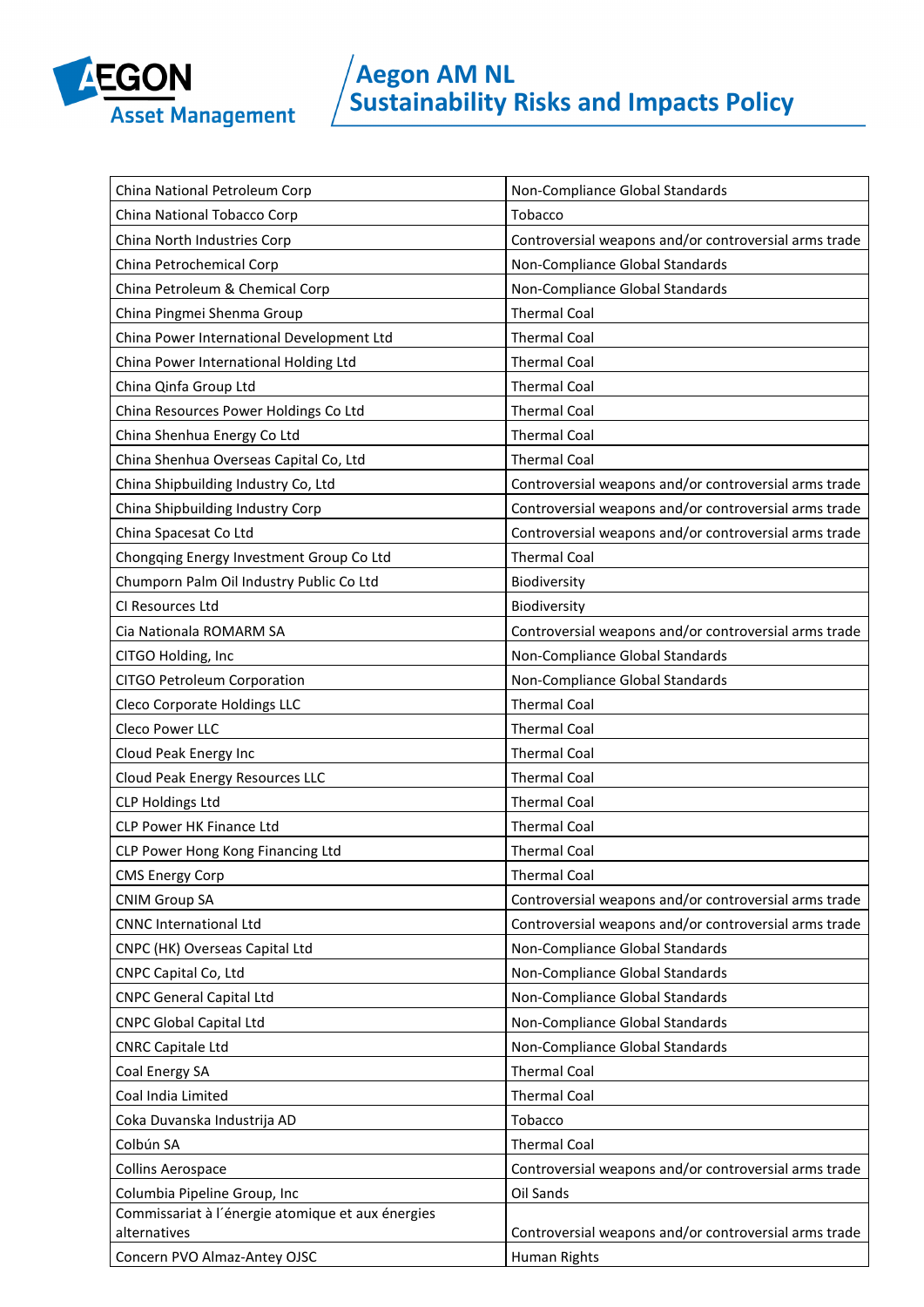| China National Petroleum Corp | Non-Compliance Global Standards |
|---|---|
| China National Tobacco Corp | Tobacco |
| China North Industries Corp | Controversial weapons and/or controversial arms trade |
| China Petrochemical Corp | Non-Compliance Global Standards |
| China Petroleum & Chemical Corp | Non-Compliance Global Standards |
| China Pingmei Shenma Group | Thermal Coal |
| China Power International Development Ltd | Thermal Coal |
| China Power International Holding Ltd | Thermal Coal |
| China Qinfa Group Ltd | Thermal Coal |
| China Resources Power Holdings Co Ltd | Thermal Coal |
| China Shenhua Energy Co Ltd | Thermal Coal |
| China Shenhua Overseas Capital Co, Ltd | Thermal Coal |
| China Shipbuilding Industry Co, Ltd | Controversial weapons and/or controversial arms trade |
| China Shipbuilding Industry Corp | Controversial weapons and/or controversial arms trade |
| China Spacesat Co Ltd | Controversial weapons and/or controversial arms trade |
| Chongqing Energy Investment Group Co Ltd | Thermal Coal |
| Chumporn Palm Oil Industry Public Co Ltd | Biodiversity |
| CI Resources Ltd | Biodiversity |
| Cia Nationala ROMARM SA | Controversial weapons and/or controversial arms trade |
| CITGO Holding, Inc | Non-Compliance Global Standards |
| CITGO Petroleum Corporation | Non-Compliance Global Standards |
| Cleco Corporate Holdings LLC | Thermal Coal |
| Cleco Power LLC | Thermal Coal |
| Cloud Peak Energy Inc | Thermal Coal |
| Cloud Peak Energy Resources LLC | Thermal Coal |
| CLP Holdings Ltd | Thermal Coal |
| CLP Power HK Finance Ltd | Thermal Coal |
| CLP Power Hong Kong Financing Ltd | Thermal Coal |
| CMS Energy Corp | Thermal Coal |
| CNIM Group SA | Controversial weapons and/or controversial arms trade |
| CNNC International Ltd | Controversial weapons and/or controversial arms trade |
| CNPC (HK) Overseas Capital Ltd | Non-Compliance Global Standards |
| CNPC Capital Co, Ltd | Non-Compliance Global Standards |
| CNPC General Capital Ltd | Non-Compliance Global Standards |
| CNPC Global Capital Ltd | Non-Compliance Global Standards |
| CNRC Capitale Ltd | Non-Compliance Global Standards |
| Coal Energy SA | Thermal Coal |
| Coal India Limited | Thermal Coal |
| Coka Duvanska Industrija AD | Tobacco |
| Colbún SA | Thermal Coal |
| Collins Aerospace | Controversial weapons and/or controversial arms trade |
| Columbia Pipeline Group, Inc | Oil Sands |
| Commissariat à l´énergie atomique et aux énergies alternatives | Controversial weapons and/or controversial arms trade |
| Concern PVO Almaz-Antey OJSC | Human Rights |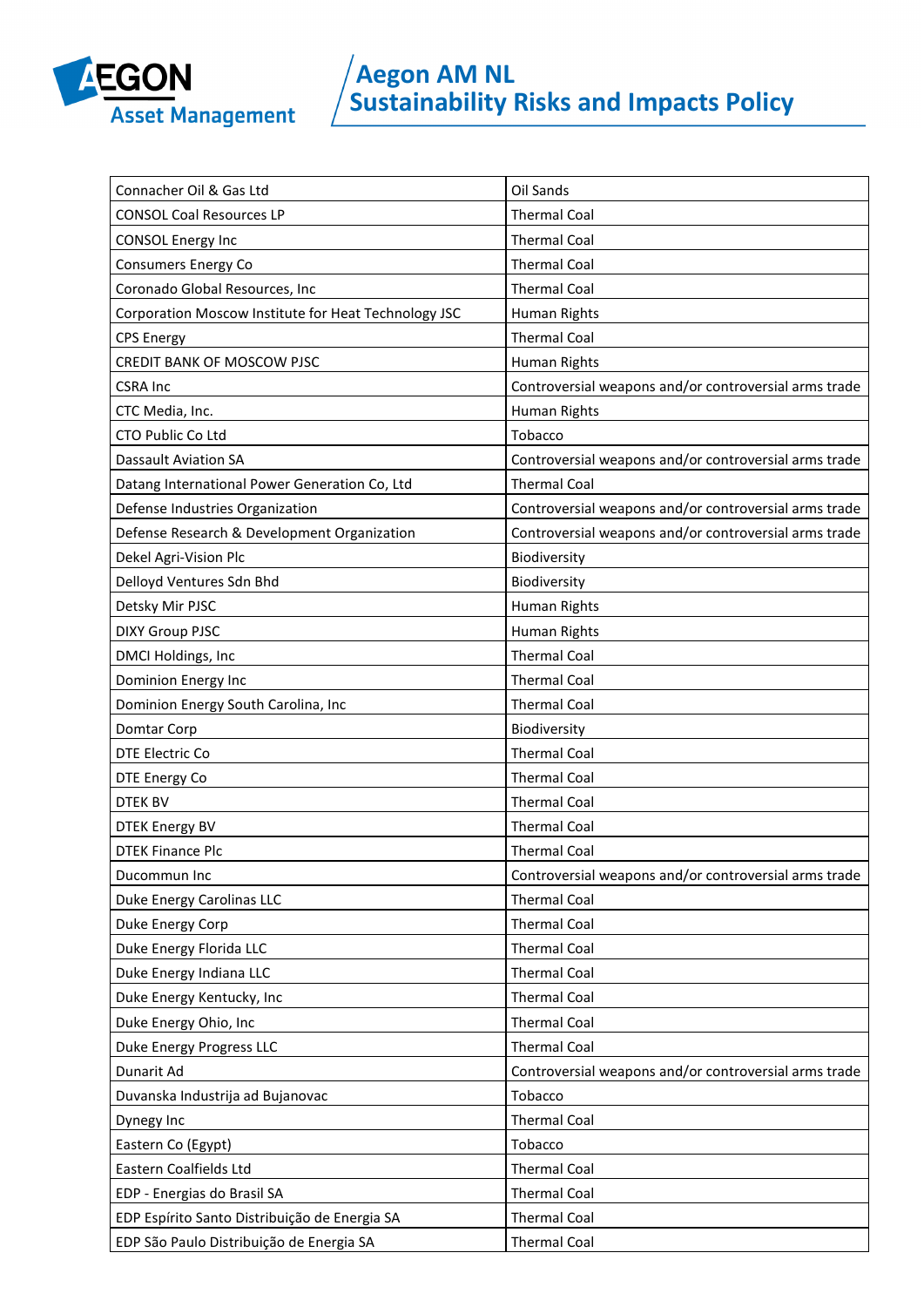| Connacher Oil & Gas Ltd | Oil Sands |
|---|---|
| CONSOL Coal Resources LP | Thermal Coal |
| CONSOL Energy Inc | Thermal Coal |
| Consumers Energy Co | Thermal Coal |
| Coronado Global Resources, Inc | Thermal Coal |
| Corporation Moscow Institute for Heat Technology JSC | Human Rights |
| CPS Energy | Thermal Coal |
| CREDIT BANK OF MOSCOW PJSC | Human Rights |
| CSRA Inc | Controversial weapons and/or controversial arms trade |
| CTC Media, Inc. | Human Rights |
| CTO Public Co Ltd | Tobacco |
| Dassault Aviation SA | Controversial weapons and/or controversial arms trade |
| Datang International Power Generation Co, Ltd | Thermal Coal |
| Defense Industries Organization | Controversial weapons and/or controversial arms trade |
| Defense Research & Development Organization | Controversial weapons and/or controversial arms trade |
| Dekel Agri-Vision Plc | Biodiversity |
| Delloyd Ventures Sdn Bhd | Biodiversity |
| Detsky Mir PJSC | Human Rights |
| DIXY Group PJSC | Human Rights |
| DMCI Holdings, Inc | Thermal Coal |
| Dominion Energy Inc | Thermal Coal |
| Dominion Energy South Carolina, Inc | Thermal Coal |
| Domtar Corp | Biodiversity |
| DTE Electric Co | Thermal Coal |
| DTE Energy Co | Thermal Coal |
| DTEK BV | Thermal Coal |
| DTEK Energy BV | Thermal Coal |
| DTEK Finance Plc | Thermal Coal |
| Ducommun Inc | Controversial weapons and/or controversial arms trade |
| Duke Energy Carolinas LLC | Thermal Coal |
| Duke Energy Corp | Thermal Coal |
| Duke Energy Florida LLC | Thermal Coal |
| Duke Energy Indiana LLC | Thermal Coal |
| Duke Energy Kentucky, Inc | Thermal Coal |
| Duke Energy Ohio, Inc | Thermal Coal |
| Duke Energy Progress LLC | Thermal Coal |
| Dunarit Ad | Controversial weapons and/or controversial arms trade |
| Duvanska Industrija ad Bujanovac | Tobacco |
| Dynegy Inc | Thermal Coal |
| Eastern Co (Egypt) | Tobacco |
| Eastern Coalfields Ltd | Thermal Coal |
| EDP - Energias do Brasil SA | Thermal Coal |
| EDP Espírito Santo Distribuição de Energia SA | Thermal Coal |
| EDP São Paulo Distribuição de Energia SA | Thermal Coal |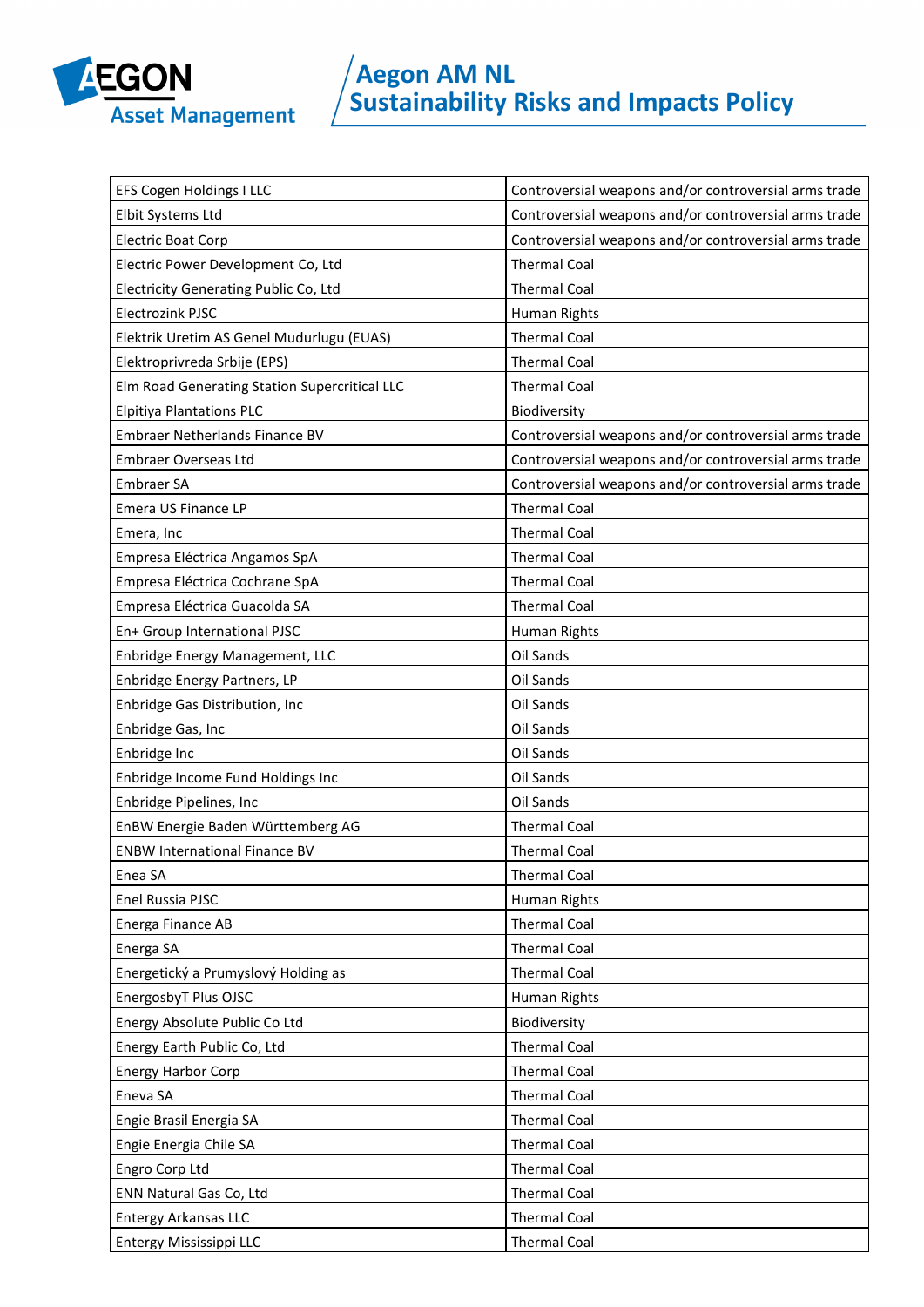| EFS Cogen Holdings I LLC | Controversial weapons and/or controversial arms trade |
|---|---|
| Elbit Systems Ltd | Controversial weapons and/or controversial arms trade |
| Electric Boat Corp | Controversial weapons and/or controversial arms trade |
| Electric Power Development Co, Ltd | Thermal Coal |
| Electricity Generating Public Co, Ltd | Thermal Coal |
| Electrozink PJSC | Human Rights |
| Elektrik Uretim AS Genel Mudurlugu (EUAS) | Thermal Coal |
| Elektroprivreda Srbije (EPS) | Thermal Coal |
| Elm Road Generating Station Supercritical LLC | Thermal Coal |
| Elpitiya Plantations PLC | Biodiversity |
| Embraer Netherlands Finance BV | Controversial weapons and/or controversial arms trade |
| Embraer Overseas Ltd | Controversial weapons and/or controversial arms trade |
| Embraer SA | Controversial weapons and/or controversial arms trade |
| Emera US Finance LP | Thermal Coal |
| Emera, Inc | Thermal Coal |
| Empresa Eléctrica Angamos SpA | Thermal Coal |
| Empresa Eléctrica Cochrane SpA | Thermal Coal |
| Empresa Eléctrica Guacolda SA | Thermal Coal |
| En+ Group International PJSC | Human Rights |
| Enbridge Energy Management, LLC | Oil Sands |
| Enbridge Energy Partners, LP | Oil Sands |
| Enbridge Gas Distribution, Inc | Oil Sands |
| Enbridge Gas, Inc | Oil Sands |
| Enbridge Inc | Oil Sands |
| Enbridge Income Fund Holdings Inc | Oil Sands |
| Enbridge Pipelines, Inc | Oil Sands |
| EnBW Energie Baden Württemberg AG | Thermal Coal |
| ENBW International Finance BV | Thermal Coal |
| Enea SA | Thermal Coal |
| Enel Russia PJSC | Human Rights |
| Energa Finance AB | Thermal Coal |
| Energa SA | Thermal Coal |
| Energetický a Prumyslový Holding as | Thermal Coal |
| EnergosbyT Plus OJSC | Human Rights |
| Energy Absolute Public Co Ltd | Biodiversity |
| Energy Earth Public Co, Ltd | Thermal Coal |
| Energy Harbor Corp | Thermal Coal |
| Eneva SA | Thermal Coal |
| Engie Brasil Energia SA | Thermal Coal |
| Engie Energia Chile SA | Thermal Coal |
| Engro Corp Ltd | Thermal Coal |
| ENN Natural Gas Co, Ltd | Thermal Coal |
| Entergy Arkansas LLC | Thermal Coal |
| Entergy Mississippi LLC | Thermal Coal |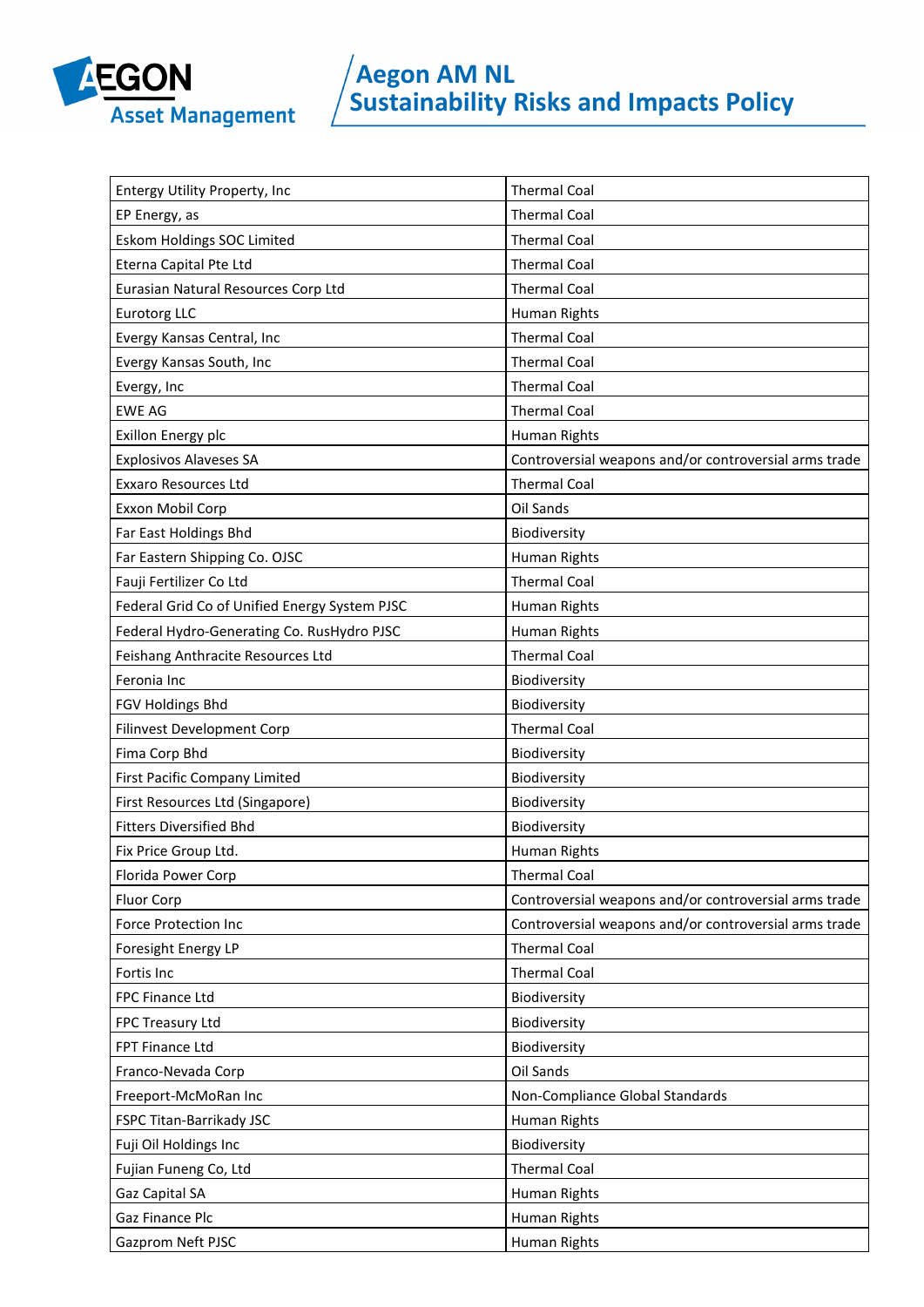| Entergy Utility Property, Inc | Thermal Coal |
|---|---|
| EP Energy, as | Thermal Coal |
| Eskom Holdings SOC Limited | Thermal Coal |
| Eterna Capital Pte Ltd | Thermal Coal |
| Eurasian Natural Resources Corp Ltd | Thermal Coal |
| Eurotorg LLC | Human Rights |
| Evergy Kansas Central, Inc | Thermal Coal |
| Evergy Kansas South, Inc | Thermal Coal |
| Evergy, Inc | Thermal Coal |
| EWE AG | Thermal Coal |
| Exillon Energy plc | Human Rights |
| Explosivos Alaveses SA | Controversial weapons and/or controversial arms trade |
| Exxaro Resources Ltd | Thermal Coal |
| Exxon Mobil Corp | Oil Sands |
| Far East Holdings Bhd | Biodiversity |
| Far Eastern Shipping Co. OJSC | Human Rights |
| Fauji Fertilizer Co Ltd | Thermal Coal |
| Federal Grid Co of Unified Energy System PJSC | Human Rights |
| Federal Hydro-Generating Co. RusHydro PJSC | Human Rights |
| Feishang Anthracite Resources Ltd | Thermal Coal |
| Feronia Inc | Biodiversity |
| FGV Holdings Bhd | Biodiversity |
| Filinvest Development Corp | Thermal Coal |
| Fima Corp Bhd | Biodiversity |
| First Pacific Company Limited | Biodiversity |
| First Resources Ltd (Singapore) | Biodiversity |
| Fitters Diversified Bhd | Biodiversity |
| Fix Price Group Ltd. | Human Rights |
| Florida Power Corp | Thermal Coal |
| Fluor Corp | Controversial weapons and/or controversial arms trade |
| Force Protection Inc | Controversial weapons and/or controversial arms trade |
| Foresight Energy LP | Thermal Coal |
| Fortis Inc | Thermal Coal |
| FPC Finance Ltd | Biodiversity |
| FPC Treasury Ltd | Biodiversity |
| FPT Finance Ltd | Biodiversity |
| Franco-Nevada Corp | Oil Sands |
| Freeport-McMoRan Inc | Non-Compliance Global Standards |
| FSPC Titan-Barrikady JSC | Human Rights |
| Fuji Oil Holdings Inc | Biodiversity |
| Fujian Funeng Co, Ltd | Thermal Coal |
| Gaz Capital SA | Human Rights |
| Gaz Finance Plc | Human Rights |
| Gazprom Neft PJSC | Human Rights |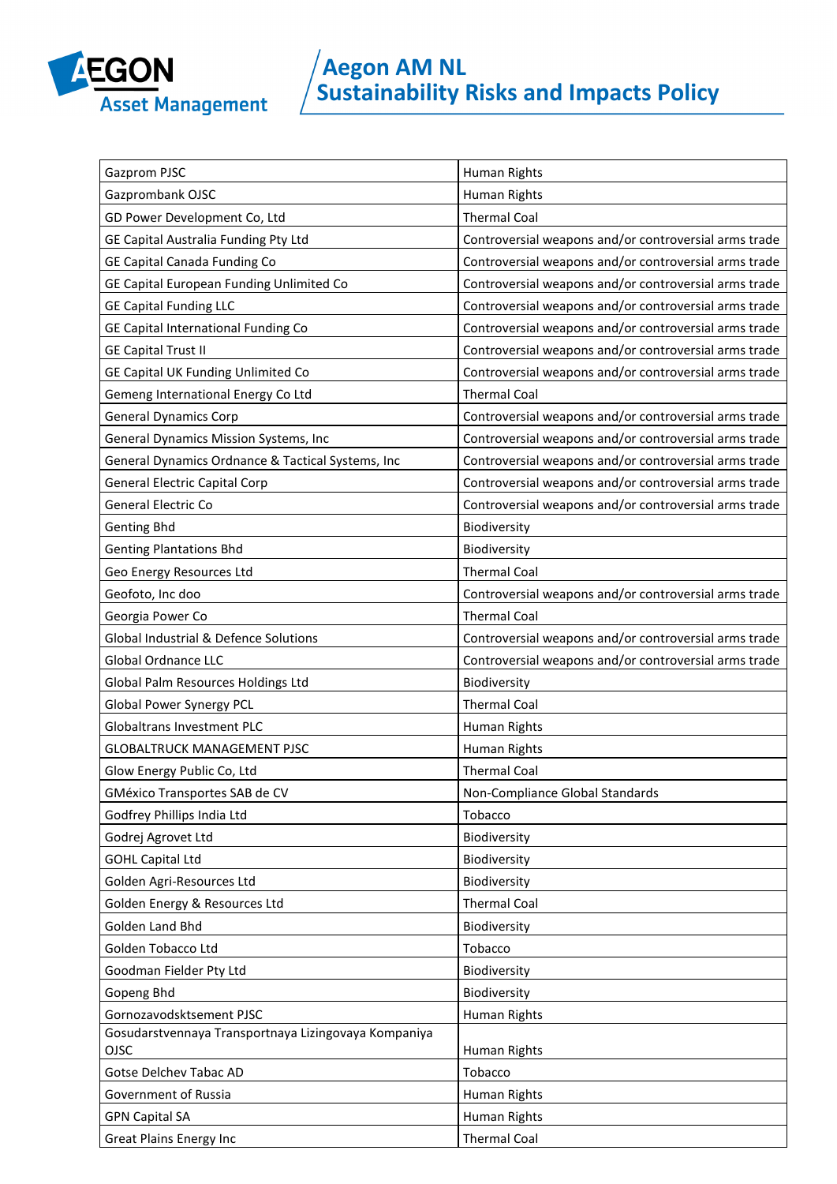| | |
|---|---|
| Gazprom PJSC | Human Rights |
| Gazprombank OJSC | Human Rights |
| GD Power Development Co, Ltd | Thermal Coal |
| GE Capital Australia Funding Pty Ltd | Controversial weapons and/or controversial arms trade |
| GE Capital Canada Funding Co | Controversial weapons and/or controversial arms trade |
| GE Capital European Funding Unlimited Co | Controversial weapons and/or controversial arms trade |
| GE Capital Funding LLC | Controversial weapons and/or controversial arms trade |
| GE Capital International Funding Co | Controversial weapons and/or controversial arms trade |
| GE Capital Trust II | Controversial weapons and/or controversial arms trade |
| GE Capital UK Funding Unlimited Co | Controversial weapons and/or controversial arms trade |
| Gemeng International Energy Co Ltd | Thermal Coal |
| General Dynamics Corp | Controversial weapons and/or controversial arms trade |
| General Dynamics Mission Systems, Inc | Controversial weapons and/or controversial arms trade |
| General Dynamics Ordnance & Tactical Systems, Inc | Controversial weapons and/or controversial arms trade |
| General Electric Capital Corp | Controversial weapons and/or controversial arms trade |
| General Electric Co | Controversial weapons and/or controversial arms trade |
| Genting Bhd | Biodiversity |
| Genting Plantations Bhd | Biodiversity |
| Geo Energy Resources Ltd | Thermal Coal |
| Geofoto, Inc doo | Controversial weapons and/or controversial arms trade |
| Georgia Power Co | Thermal Coal |
| Global Industrial & Defence Solutions | Controversial weapons and/or controversial arms trade |
| Global Ordnance LLC | Controversial weapons and/or controversial arms trade |
| Global Palm Resources Holdings Ltd | Biodiversity |
| Global Power Synergy PCL | Thermal Coal |
| Globaltrans Investment PLC | Human Rights |
| GLOBALTRUCK MANAGEMENT PJSC | Human Rights |
| Glow Energy Public Co, Ltd | Thermal Coal |
| GMéxico Transportes SAB de CV | Non-Compliance Global Standards |
| Godfrey Phillips India Ltd | Tobacco |
| Godrej Agrovet Ltd | Biodiversity |
| GOHL Capital Ltd | Biodiversity |
| Golden Agri-Resources Ltd | Biodiversity |
| Golden Energy & Resources Ltd | Thermal Coal |
| Golden Land Bhd | Biodiversity |
| Golden Tobacco Ltd | Tobacco |
| Goodman Fielder Pty Ltd | Biodiversity |
| Gopeng Bhd | Biodiversity |
| Gornozavodsktsement PJSC | Human Rights |
| Gosudarstvennaya Transportnaya Lizingovaya Kompaniya OJSC | Human Rights |
| Gotse Delchev Tabac AD | Tobacco |
| Government of Russia | Human Rights |
| GPN Capital SA | Human Rights |
| Great Plains Energy Inc | Thermal Coal |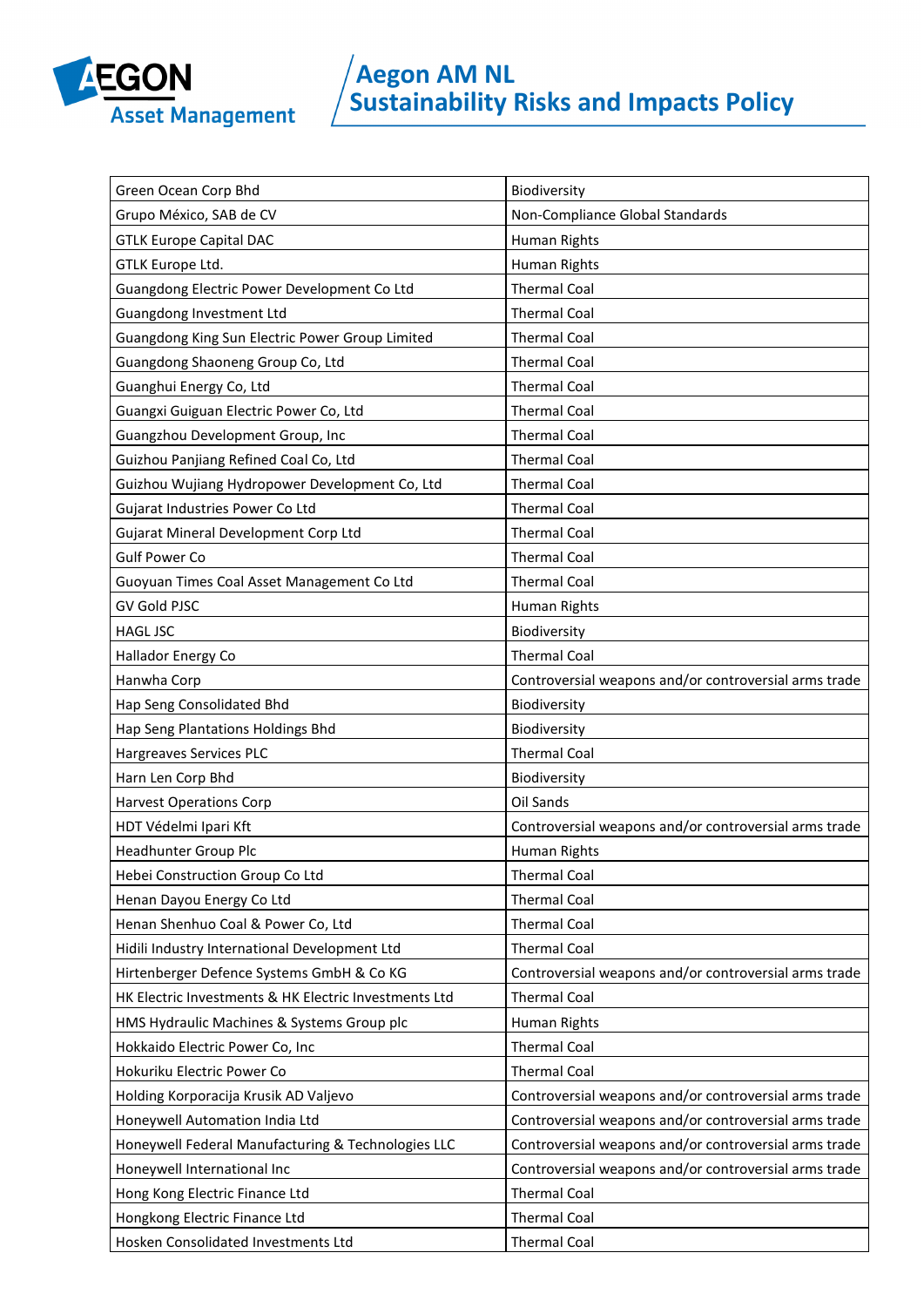| Green Ocean Corp Bhd | Biodiversity |
|---|---|
| Grupo México, SAB de CV | Non-Compliance Global Standards |
| GTLK Europe Capital DAC | Human Rights |
| GTLK Europe Ltd. | Human Rights |
| Guangdong Electric Power Development Co Ltd | Thermal Coal |
| Guangdong Investment Ltd | Thermal Coal |
| Guangdong King Sun Electric Power Group Limited | Thermal Coal |
| Guangdong Shaoneng Group Co, Ltd | Thermal Coal |
| Guanghui Energy Co, Ltd | Thermal Coal |
| Guangxi Guiguan Electric Power Co, Ltd | Thermal Coal |
| Guangzhou Development Group, Inc | Thermal Coal |
| Guizhou Panjiang Refined Coal Co, Ltd | Thermal Coal |
| Guizhou Wujiang Hydropower Development Co, Ltd | Thermal Coal |
| Gujarat Industries Power Co Ltd | Thermal Coal |
| Gujarat Mineral Development Corp Ltd | Thermal Coal |
| Gulf Power Co | Thermal Coal |
| Guoyuan Times Coal Asset Management Co Ltd | Thermal Coal |
| GV Gold PJSC | Human Rights |
| HAGL JSC | Biodiversity |
| Hallador Energy Co | Thermal Coal |
| Hanwha Corp | Controversial weapons and/or controversial arms trade |
| Hap Seng Consolidated Bhd | Biodiversity |
| Hap Seng Plantations Holdings Bhd | Biodiversity |
| Hargreaves Services PLC | Thermal Coal |
| Harn Len Corp Bhd | Biodiversity |
| Harvest Operations Corp | Oil Sands |
| HDT Védelmi Ipari Kft | Controversial weapons and/or controversial arms trade |
| Headhunter Group Plc | Human Rights |
| Hebei Construction Group Co Ltd | Thermal Coal |
| Henan Dayou Energy Co Ltd | Thermal Coal |
| Henan Shenhuo Coal & Power Co, Ltd | Thermal Coal |
| Hidili Industry International Development Ltd | Thermal Coal |
| Hirtenberger Defence Systems GmbH & Co KG | Controversial weapons and/or controversial arms trade |
| HK Electric Investments & HK Electric Investments Ltd | Thermal Coal |
| HMS Hydraulic Machines & Systems Group plc | Human Rights |
| Hokkaido Electric Power Co, Inc | Thermal Coal |
| Hokuriku Electric Power Co | Thermal Coal |
| Holding Korporacija Krusik AD Valjevo | Controversial weapons and/or controversial arms trade |
| Honeywell Automation India Ltd | Controversial weapons and/or controversial arms trade |
| Honeywell Federal Manufacturing & Technologies LLC | Controversial weapons and/or controversial arms trade |
| Honeywell International Inc | Controversial weapons and/or controversial arms trade |
| Hong Kong Electric Finance Ltd | Thermal Coal |
| Hongkong Electric Finance Ltd | Thermal Coal |
| Hosken Consolidated Investments Ltd | Thermal Coal |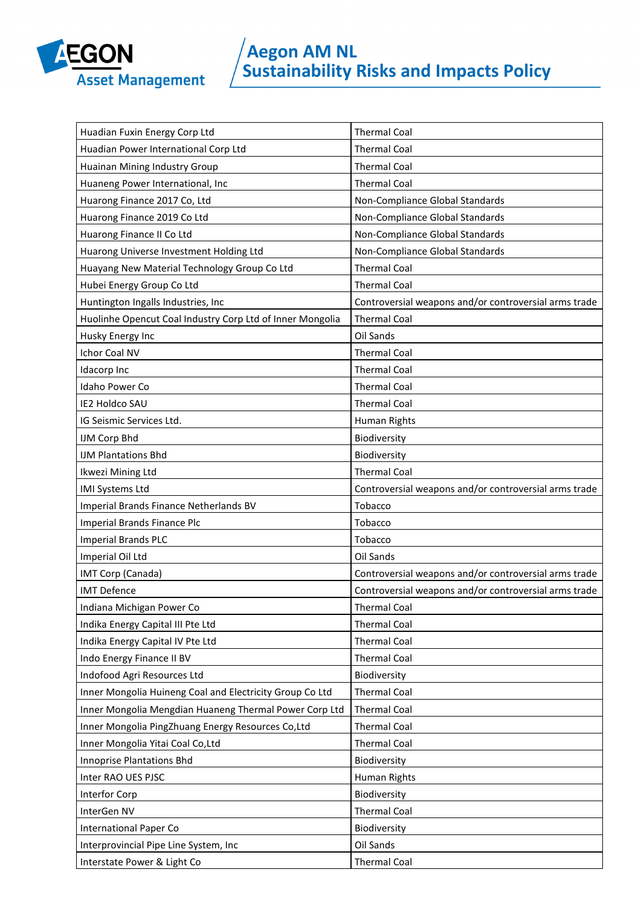| | |
|---|---|
| Huadian Fuxin Energy Corp Ltd | Thermal Coal |
| Huadian Power International Corp Ltd | Thermal Coal |
| Huainan Mining Industry Group | Thermal Coal |
| Huaneng Power International, Inc | Thermal Coal |
| Huarong Finance 2017 Co, Ltd | Non-Compliance Global Standards |
| Huarong Finance 2019 Co Ltd | Non-Compliance Global Standards |
| Huarong Finance II Co Ltd | Non-Compliance Global Standards |
| Huarong Universe Investment Holding Ltd | Non-Compliance Global Standards |
| Huayang New Material Technology Group Co Ltd | Thermal Coal |
| Hubei Energy Group Co Ltd | Thermal Coal |
| Huntington Ingalls Industries, Inc | Controversial weapons and/or controversial arms trade |
| Huolinhe Opencut Coal Industry Corp Ltd of Inner Mongolia | Thermal Coal |
| Husky Energy Inc | Oil Sands |
| Ichor Coal NV | Thermal Coal |
| Idacorp Inc | Thermal Coal |
| Idaho Power Co | Thermal Coal |
| IE2 Holdco SAU | Thermal Coal |
| IG Seismic Services Ltd. | Human Rights |
| IJM Corp Bhd | Biodiversity |
| IJM Plantations Bhd | Biodiversity |
| Ikwezi Mining Ltd | Thermal Coal |
| IMI Systems Ltd | Controversial weapons and/or controversial arms trade |
| Imperial Brands Finance Netherlands BV | Tobacco |
| Imperial Brands Finance Plc | Tobacco |
| Imperial Brands PLC | Tobacco |
| Imperial Oil Ltd | Oil Sands |
| IMT Corp (Canada) | Controversial weapons and/or controversial arms trade |
| IMT Defence | Controversial weapons and/or controversial arms trade |
| Indiana Michigan Power Co | Thermal Coal |
| Indika Energy Capital III Pte Ltd | Thermal Coal |
| Indika Energy Capital IV Pte Ltd | Thermal Coal |
| Indo Energy Finance II BV | Thermal Coal |
| Indofood Agri Resources Ltd | Biodiversity |
| Inner Mongolia Huineng Coal and Electricity Group Co Ltd | Thermal Coal |
| Inner Mongolia Mengdian Huaneng Thermal Power Corp Ltd | Thermal Coal |
| Inner Mongolia PingZhuang Energy Resources Co,Ltd | Thermal Coal |
| Inner Mongolia Yitai Coal Co,Ltd | Thermal Coal |
| Innoprise Plantations Bhd | Biodiversity |
| Inter RAO UES PJSC | Human Rights |
| Interfor Corp | Biodiversity |
| InterGen NV | Thermal Coal |
| International Paper Co | Biodiversity |
| Interprovincial Pipe Line System, Inc | Oil Sands |
| Interstate Power & Light Co | Thermal Coal |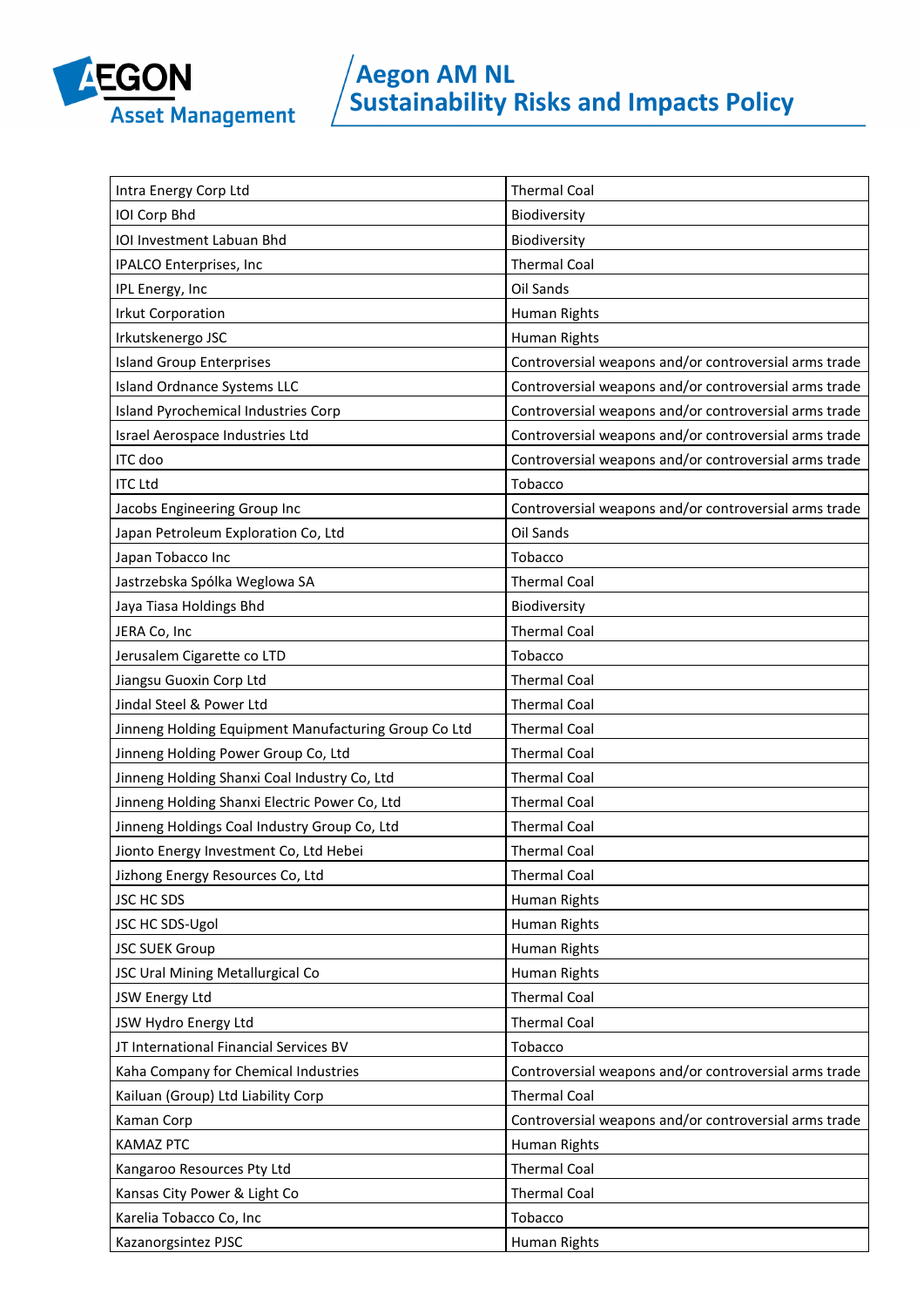| Intra Energy Corp Ltd | Thermal Coal |
|---|---|
| IOI Corp Bhd | Biodiversity |
| IOI Investment Labuan Bhd | Biodiversity |
| IPALCO Enterprises, Inc | Thermal Coal |
| IPL Energy, Inc | Oil Sands |
| Irkut Corporation | Human Rights |
| Irkutskenergo JSC | Human Rights |
| Island Group Enterprises | Controversial weapons and/or controversial arms trade |
| Island Ordnance Systems LLC | Controversial weapons and/or controversial arms trade |
| Island Pyrochemical Industries Corp | Controversial weapons and/or controversial arms trade |
| Israel Aerospace Industries Ltd | Controversial weapons and/or controversial arms trade |
| ITC doo | Controversial weapons and/or controversial arms trade |
| ITC Ltd | Tobacco |
| Jacobs Engineering Group Inc | Controversial weapons and/or controversial arms trade |
| Japan Petroleum Exploration Co, Ltd | Oil Sands |
| Japan Tobacco Inc | Tobacco |
| Jastrzebska Spólka Weglowa SA | Thermal Coal |
| Jaya Tiasa Holdings Bhd | Biodiversity |
| JERA Co, Inc | Thermal Coal |
| Jerusalem Cigarette co LTD | Tobacco |
| Jiangsu Guoxin Corp Ltd | Thermal Coal |
| Jindal Steel & Power Ltd | Thermal Coal |
| Jinneng Holding Equipment Manufacturing Group Co Ltd | Thermal Coal |
| Jinneng Holding Power Group Co, Ltd | Thermal Coal |
| Jinneng Holding Shanxi Coal Industry Co, Ltd | Thermal Coal |
| Jinneng Holding Shanxi Electric Power Co, Ltd | Thermal Coal |
| Jinneng Holdings Coal Industry Group Co, Ltd | Thermal Coal |
| Jionto Energy Investment Co, Ltd Hebei | Thermal Coal |
| Jizhong Energy Resources Co, Ltd | Thermal Coal |
| JSC HC SDS | Human Rights |
| JSC HC SDS-Ugol | Human Rights |
| JSC SUEK Group | Human Rights |
| JSC Ural Mining Metallurgical Co | Human Rights |
| JSW Energy Ltd | Thermal Coal |
| JSW Hydro Energy Ltd | Thermal Coal |
| JT International Financial Services BV | Tobacco |
| Kaha Company for Chemical Industries | Controversial weapons and/or controversial arms trade |
| Kailuan (Group) Ltd Liability Corp | Thermal Coal |
| Kaman Corp | Controversial weapons and/or controversial arms trade |
| KAMAZ PTC | Human Rights |
| Kangaroo Resources Pty Ltd | Thermal Coal |
| Kansas City Power & Light Co | Thermal Coal |
| Karelia Tobacco Co, Inc | Tobacco |
| Kazanorgsintez PJSC | Human Rights |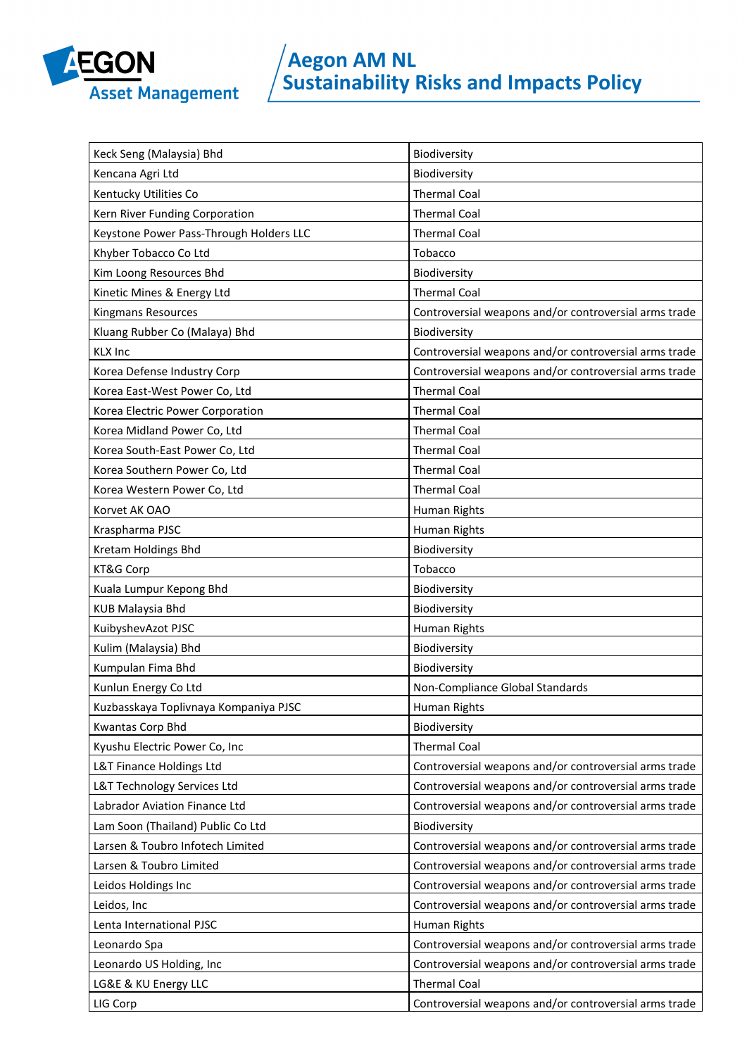| Keck Seng (Malaysia) Bhd | Biodiversity |
|---|---|
| Kencana Agri Ltd | Biodiversity |
| Kentucky Utilities Co | Thermal Coal |
| Kern River Funding Corporation | Thermal Coal |
| Keystone Power Pass-Through Holders LLC | Thermal Coal |
| Khyber Tobacco Co Ltd | Tobacco |
| Kim Loong Resources Bhd | Biodiversity |
| Kinetic Mines & Energy Ltd | Thermal Coal |
| Kingmans Resources | Controversial weapons and/or controversial arms trade |
| Kluang Rubber Co (Malaya) Bhd | Biodiversity |
| KLX Inc | Controversial weapons and/or controversial arms trade |
| Korea Defense Industry Corp | Controversial weapons and/or controversial arms trade |
| Korea East-West Power Co, Ltd | Thermal Coal |
| Korea Electric Power Corporation | Thermal Coal |
| Korea Midland Power Co, Ltd | Thermal Coal |
| Korea South-East Power Co, Ltd | Thermal Coal |
| Korea Southern Power Co, Ltd | Thermal Coal |
| Korea Western Power Co, Ltd | Thermal Coal |
| Korvet AK OAO | Human Rights |
| Kraspharma PJSC | Human Rights |
| Kretam Holdings Bhd | Biodiversity |
| KT&G Corp | Tobacco |
| Kuala Lumpur Kepong Bhd | Biodiversity |
| KUB Malaysia Bhd | Biodiversity |
| KuibyshevAzot PJSC | Human Rights |
| Kulim (Malaysia) Bhd | Biodiversity |
| Kumpulan Fima Bhd | Biodiversity |
| Kunlun Energy Co Ltd | Non-Compliance Global Standards |
| Kuzbasskaya Toplivnaya Kompaniya PJSC | Human Rights |
| Kwantas Corp Bhd | Biodiversity |
| Kyushu Electric Power Co, Inc | Thermal Coal |
| L&T Finance Holdings Ltd | Controversial weapons and/or controversial arms trade |
| L&T Technology Services Ltd | Controversial weapons and/or controversial arms trade |
| Labrador Aviation Finance Ltd | Controversial weapons and/or controversial arms trade |
| Lam Soon (Thailand) Public Co Ltd | Biodiversity |
| Larsen & Toubro Infotech Limited | Controversial weapons and/or controversial arms trade |
| Larsen & Toubro Limited | Controversial weapons and/or controversial arms trade |
| Leidos Holdings Inc | Controversial weapons and/or controversial arms trade |
| Leidos, Inc | Controversial weapons and/or controversial arms trade |
| Lenta International PJSC | Human Rights |
| Leonardo Spa | Controversial weapons and/or controversial arms trade |
| Leonardo US Holding, Inc | Controversial weapons and/or controversial arms trade |
| LG&E & KU Energy LLC | Thermal Coal |
| LIG Corp | Controversial weapons and/or controversial arms trade |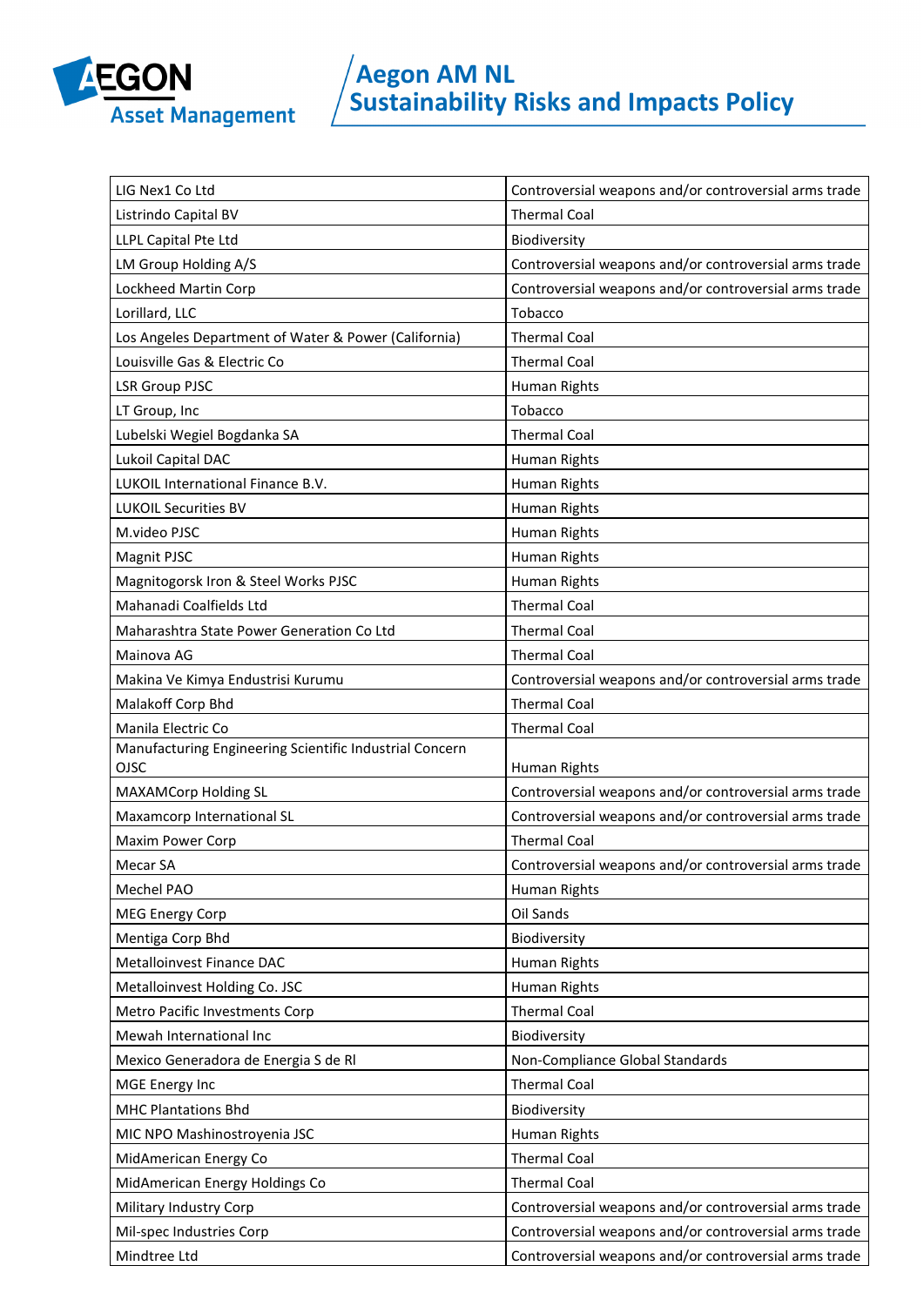| LIG Nex1 Co Ltd | Controversial weapons and/or controversial arms trade |
|---|---|
| Listrindo Capital BV | Thermal Coal |
| LLPL Capital Pte Ltd | Biodiversity |
| LM Group Holding A/S | Controversial weapons and/or controversial arms trade |
| Lockheed Martin Corp | Controversial weapons and/or controversial arms trade |
| Lorillard, LLC | Tobacco |
| Los Angeles Department of Water & Power (California) | Thermal Coal |
| Louisville Gas & Electric Co | Thermal Coal |
| LSR Group PJSC | Human Rights |
| LT Group, Inc | Tobacco |
| Lubelski Wegiel Bogdanka SA | Thermal Coal |
| Lukoil Capital DAC | Human Rights |
| LUKOIL International Finance B.V. | Human Rights |
| LUKOIL Securities BV | Human Rights |
| M.video PJSC | Human Rights |
| Magnit PJSC | Human Rights |
| Magnitogorsk Iron & Steel Works PJSC | Human Rights |
| Mahanadi Coalfields Ltd | Thermal Coal |
| Maharashtra State Power Generation Co Ltd | Thermal Coal |
| Mainova AG | Thermal Coal |
| Makina Ve Kimya Endustrisi Kurumu | Controversial weapons and/or controversial arms trade |
| Malakoff Corp Bhd | Thermal Coal |
| Manila Electric Co | Thermal Coal |
| Manufacturing Engineering Scientific Industrial Concern OJSC | Human Rights |
| MAXAMCorp Holding SL | Controversial weapons and/or controversial arms trade |
| Maxamcorp International SL | Controversial weapons and/or controversial arms trade |
| Maxim Power Corp | Thermal Coal |
| Mecar SA | Controversial weapons and/or controversial arms trade |
| Mechel PAO | Human Rights |
| MEG Energy Corp | Oil Sands |
| Mentiga Corp Bhd | Biodiversity |
| Metalloinvest Finance DAC | Human Rights |
| Metalloinvest Holding Co. JSC | Human Rights |
| Metro Pacific Investments Corp | Thermal Coal |
| Mewah International Inc | Biodiversity |
| Mexico Generadora de Energia S de Rl | Non-Compliance Global Standards |
| MGE Energy Inc | Thermal Coal |
| MHC Plantations Bhd | Biodiversity |
| MIC NPO Mashinostroyenia JSC | Human Rights |
| MidAmerican Energy Co | Thermal Coal |
| MidAmerican Energy Holdings Co | Thermal Coal |
| Military Industry Corp | Controversial weapons and/or controversial arms trade |
| Mil-spec Industries Corp | Controversial weapons and/or controversial arms trade |
| Mindtree Ltd | Controversial weapons and/or controversial arms trade |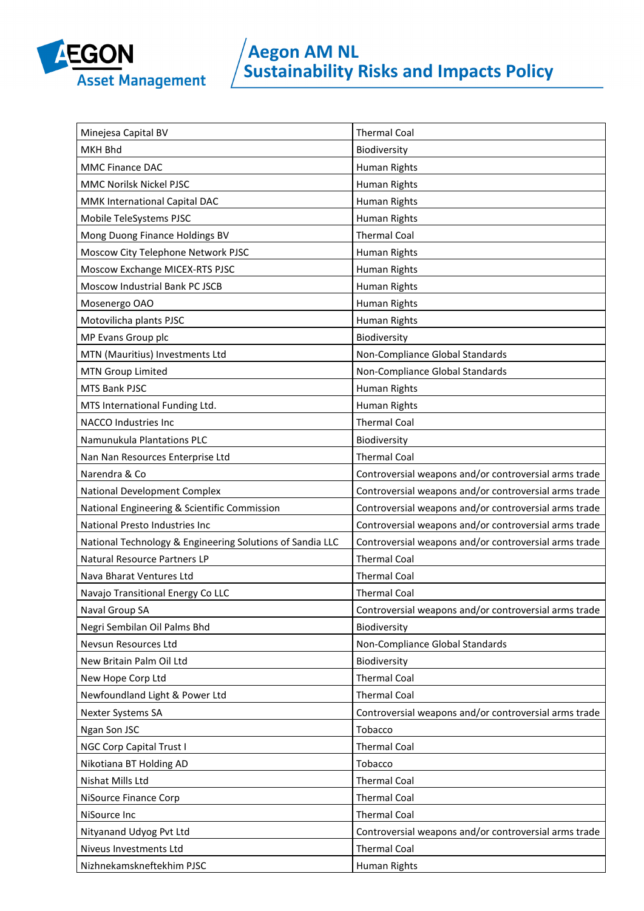| Minejesa Capital BV | Thermal Coal |
|---|---|
| MKH Bhd | Biodiversity |
| MMC Finance DAC | Human Rights |
| MMC Norilsk Nickel PJSC | Human Rights |
| MMK International Capital DAC | Human Rights |
| Mobile TeleSystems PJSC | Human Rights |
| Mong Duong Finance Holdings BV | Thermal Coal |
| Moscow City Telephone Network PJSC | Human Rights |
| Moscow Exchange MICEX-RTS PJSC | Human Rights |
| Moscow Industrial Bank PC JSCB | Human Rights |
| Mosenergo OAO | Human Rights |
| Motovilicha plants PJSC | Human Rights |
| MP Evans Group plc | Biodiversity |
| MTN (Mauritius) Investments Ltd | Non-Compliance Global Standards |
| MTN Group Limited | Non-Compliance Global Standards |
| MTS Bank PJSC | Human Rights |
| MTS International Funding Ltd. | Human Rights |
| NACCO Industries Inc | Thermal Coal |
| Namunukula Plantations PLC | Biodiversity |
| Nan Nan Resources Enterprise Ltd | Thermal Coal |
| Narendra & Co | Controversial weapons and/or controversial arms trade |
| National Development Complex | Controversial weapons and/or controversial arms trade |
| National Engineering & Scientific Commission | Controversial weapons and/or controversial arms trade |
| National Presto Industries Inc | Controversial weapons and/or controversial arms trade |
| National Technology & Engineering Solutions of Sandia LLC | Controversial weapons and/or controversial arms trade |
| Natural Resource Partners LP | Thermal Coal |
| Nava Bharat Ventures Ltd | Thermal Coal |
| Navajo Transitional Energy Co LLC | Thermal Coal |
| Naval Group SA | Controversial weapons and/or controversial arms trade |
| Negri Sembilan Oil Palms Bhd | Biodiversity |
| Nevsun Resources Ltd | Non-Compliance Global Standards |
| New Britain Palm Oil Ltd | Biodiversity |
| New Hope Corp Ltd | Thermal Coal |
| Newfoundland Light & Power Ltd | Thermal Coal |
| Nexter Systems SA | Controversial weapons and/or controversial arms trade |
| Ngan Son JSC | Tobacco |
| NGC Corp Capital Trust I | Thermal Coal |
| Nikotiana BT Holding AD | Tobacco |
| Nishat Mills Ltd | Thermal Coal |
| NiSource Finance Corp | Thermal Coal |
| NiSource Inc | Thermal Coal |
| Nityanand Udyog Pvt Ltd | Controversial weapons and/or controversial arms trade |
| Niveus Investments Ltd | Thermal Coal |
| Nizhnekamskneftekhim PJSC | Human Rights |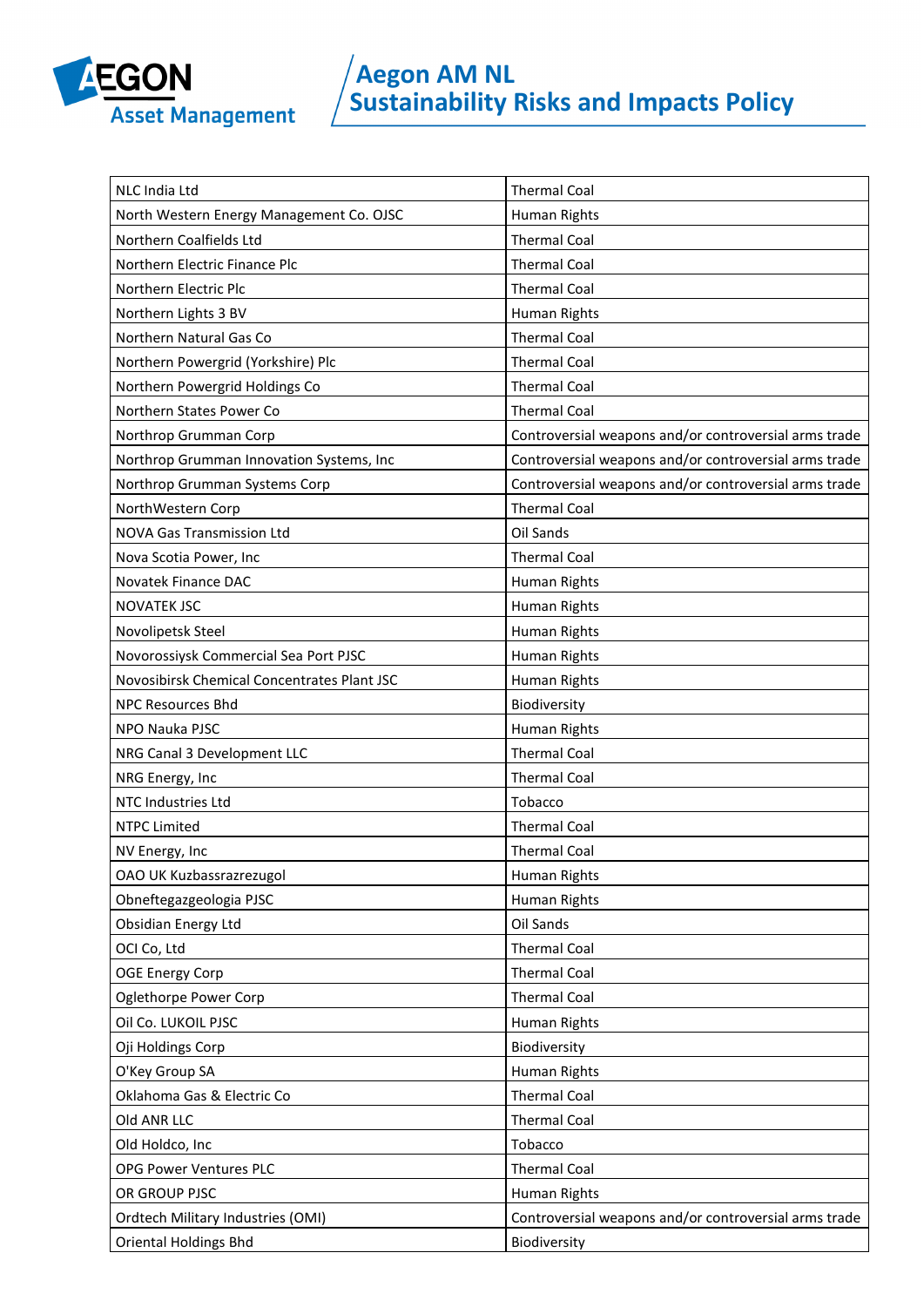| NLC India Ltd | Thermal Coal |
|---|---|
| North Western Energy Management Co. OJSC | Human Rights |
| Northern Coalfields Ltd | Thermal Coal |
| Northern Electric Finance Plc | Thermal Coal |
| Northern Electric Plc | Thermal Coal |
| Northern Lights 3 BV | Human Rights |
| Northern Natural Gas Co | Thermal Coal |
| Northern Powergrid (Yorkshire) Plc | Thermal Coal |
| Northern Powergrid Holdings Co | Thermal Coal |
| Northern States Power Co | Thermal Coal |
| Northrop Grumman Corp | Controversial weapons and/or controversial arms trade |
| Northrop Grumman Innovation Systems, Inc | Controversial weapons and/or controversial arms trade |
| Northrop Grumman Systems Corp | Controversial weapons and/or controversial arms trade |
| NorthWestern Corp | Thermal Coal |
| NOVA Gas Transmission Ltd | Oil Sands |
| Nova Scotia Power, Inc | Thermal Coal |
| Novatek Finance DAC | Human Rights |
| NOVATEK JSC | Human Rights |
| Novolipetsk Steel | Human Rights |
| Novorossiysk Commercial Sea Port PJSC | Human Rights |
| Novosibirsk Chemical Concentrates Plant JSC | Human Rights |
| NPC Resources Bhd | Biodiversity |
| NPO Nauka PJSC | Human Rights |
| NRG Canal 3 Development LLC | Thermal Coal |
| NRG Energy, Inc | Thermal Coal |
| NTC Industries Ltd | Tobacco |
| NTPC Limited | Thermal Coal |
| NV Energy, Inc | Thermal Coal |
| OAO UK Kuzbassrazrezugol | Human Rights |
| Obneftegazgeologia PJSC | Human Rights |
| Obsidian Energy Ltd | Oil Sands |
| OCI Co, Ltd | Thermal Coal |
| OGE Energy Corp | Thermal Coal |
| Oglethorpe Power Corp | Thermal Coal |
| Oil Co. LUKOIL PJSC | Human Rights |
| Oji Holdings Corp | Biodiversity |
| O'Key Group SA | Human Rights |
| Oklahoma Gas & Electric Co | Thermal Coal |
| Old ANR LLC | Thermal Coal |
| Old Holdco, Inc | Tobacco |
| OPG Power Ventures PLC | Thermal Coal |
| OR GROUP PJSC | Human Rights |
| Ordtech Military Industries (OMI) | Controversial weapons and/or controversial arms trade |
| Oriental Holdings Bhd | Biodiversity |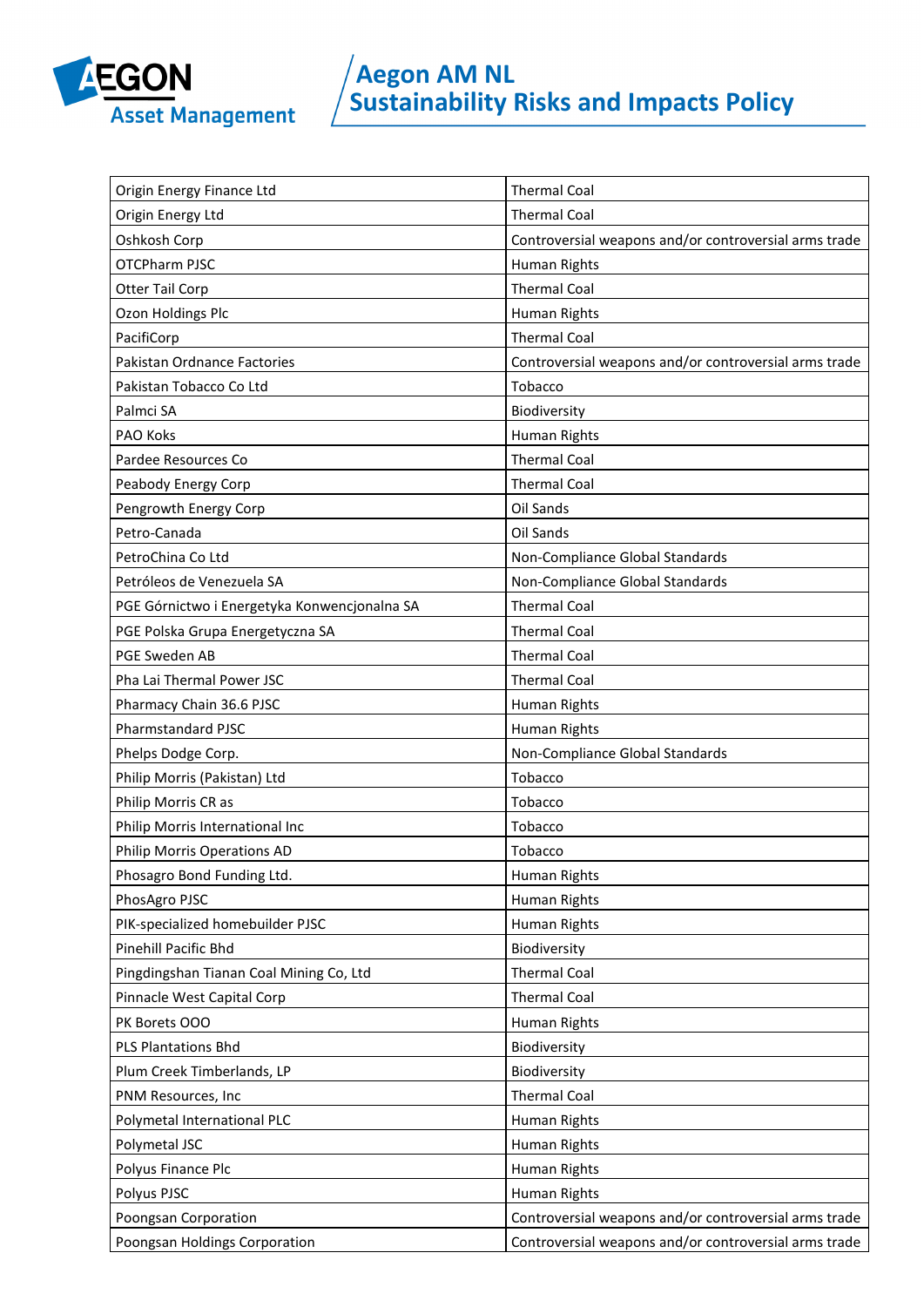| Origin Energy Finance Ltd | Thermal Coal |
|---|---|
| Origin Energy Ltd | Thermal Coal |
| Oshkosh Corp | Controversial weapons and/or controversial arms trade |
| OTCPharm PJSC | Human Rights |
| Otter Tail Corp | Thermal Coal |
| Ozon Holdings Plc | Human Rights |
| PacifiCorp | Thermal Coal |
| Pakistan Ordnance Factories | Controversial weapons and/or controversial arms trade |
| Pakistan Tobacco Co Ltd | Tobacco |
| Palmci SA | Biodiversity |
| PAO Koks | Human Rights |
| Pardee Resources Co | Thermal Coal |
| Peabody Energy Corp | Thermal Coal |
| Pengrowth Energy Corp | Oil Sands |
| Petro-Canada | Oil Sands |
| PetroChina Co Ltd | Non-Compliance Global Standards |
| Petróleos de Venezuela SA | Non-Compliance Global Standards |
| PGE Górnictwo i Energetyka Konwencjonalna SA | Thermal Coal |
| PGE Polska Grupa Energetyczna SA | Thermal Coal |
| PGE Sweden AB | Thermal Coal |
| Pha Lai Thermal Power JSC | Thermal Coal |
| Pharmacy Chain 36.6 PJSC | Human Rights |
| Pharmstandard PJSC | Human Rights |
| Phelps Dodge Corp. | Non-Compliance Global Standards |
| Philip Morris (Pakistan) Ltd | Tobacco |
| Philip Morris CR as | Tobacco |
| Philip Morris International Inc | Tobacco |
| Philip Morris Operations AD | Tobacco |
| Phosagro Bond Funding Ltd. | Human Rights |
| PhosAgro PJSC | Human Rights |
| PIK-specialized homebuilder PJSC | Human Rights |
| Pinehill Pacific Bhd | Biodiversity |
| Pingdingshan Tianan Coal Mining Co, Ltd | Thermal Coal |
| Pinnacle West Capital Corp | Thermal Coal |
| PK Borets OOO | Human Rights |
| PLS Plantations Bhd | Biodiversity |
| Plum Creek Timberlands, LP | Biodiversity |
| PNM Resources, Inc | Thermal Coal |
| Polymetal International PLC | Human Rights |
| Polymetal JSC | Human Rights |
| Polyus Finance Plc | Human Rights |
| Polyus PJSC | Human Rights |
| Poongsan Corporation | Controversial weapons and/or controversial arms trade |
| Poongsan Holdings Corporation | Controversial weapons and/or controversial arms trade |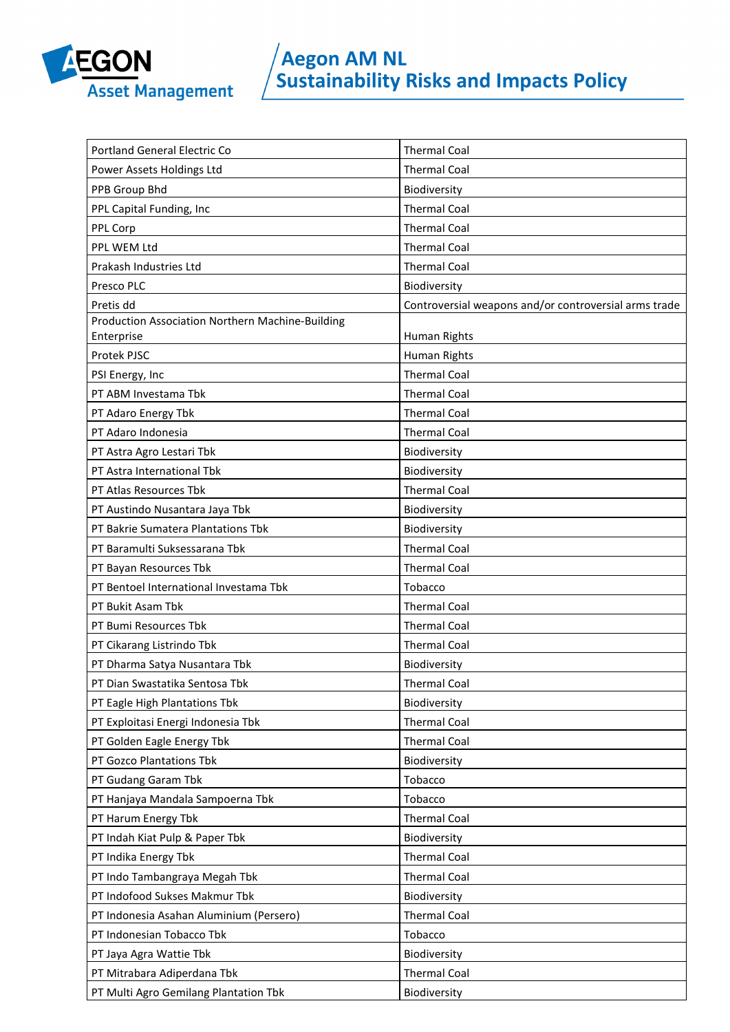| Portland General Electric Co | Thermal Coal |
|---|---|
| Power Assets Holdings Ltd | Thermal Coal |
| PPB Group Bhd | Biodiversity |
| PPL Capital Funding, Inc | Thermal Coal |
| PPL Corp | Thermal Coal |
| PPL WEM Ltd | Thermal Coal |
| Prakash Industries Ltd | Thermal Coal |
| Presco PLC | Biodiversity |
| Pretis dd | Controversial weapons and/or controversial arms trade |
| Production Association Northern Machine-Building Enterprise | Human Rights |
| Protek PJSC | Human Rights |
| PSI Energy, Inc | Thermal Coal |
| PT ABM Investama Tbk | Thermal Coal |
| PT Adaro Energy Tbk | Thermal Coal |
| PT Adaro Indonesia | Thermal Coal |
| PT Astra Agro Lestari Tbk | Biodiversity |
| PT Astra International Tbk | Biodiversity |
| PT Atlas Resources Tbk | Thermal Coal |
| PT Austindo Nusantara Jaya Tbk | Biodiversity |
| PT Bakrie Sumatera Plantations Tbk | Biodiversity |
| PT Baramulti Suksessarana Tbk | Thermal Coal |
| PT Bayan Resources Tbk | Thermal Coal |
| PT Bentoel International Investama Tbk | Tobacco |
| PT Bukit Asam Tbk | Thermal Coal |
| PT Bumi Resources Tbk | Thermal Coal |
| PT Cikarang Listrindo Tbk | Thermal Coal |
| PT Dharma Satya Nusantara Tbk | Biodiversity |
| PT Dian Swastatika Sentosa Tbk | Thermal Coal |
| PT Eagle High Plantations Tbk | Biodiversity |
| PT Exploitasi Energi Indonesia Tbk | Thermal Coal |
| PT Golden Eagle Energy Tbk | Thermal Coal |
| PT Gozco Plantations Tbk | Biodiversity |
| PT Gudang Garam Tbk | Tobacco |
| PT Hanjaya Mandala Sampoerna Tbk | Tobacco |
| PT Harum Energy Tbk | Thermal Coal |
| PT Indah Kiat Pulp & Paper Tbk | Biodiversity |
| PT Indika Energy Tbk | Thermal Coal |
| PT Indo Tambangraya Megah Tbk | Thermal Coal |
| PT Indofood Sukses Makmur Tbk | Biodiversity |
| PT Indonesia Asahan Aluminium (Persero) | Thermal Coal |
| PT Indonesian Tobacco Tbk | Tobacco |
| PT Jaya Agra Wattie Tbk | Biodiversity |
| PT Mitrabara Adiperdana Tbk | Thermal Coal |
| PT Multi Agro Gemilang Plantation Tbk | Biodiversity |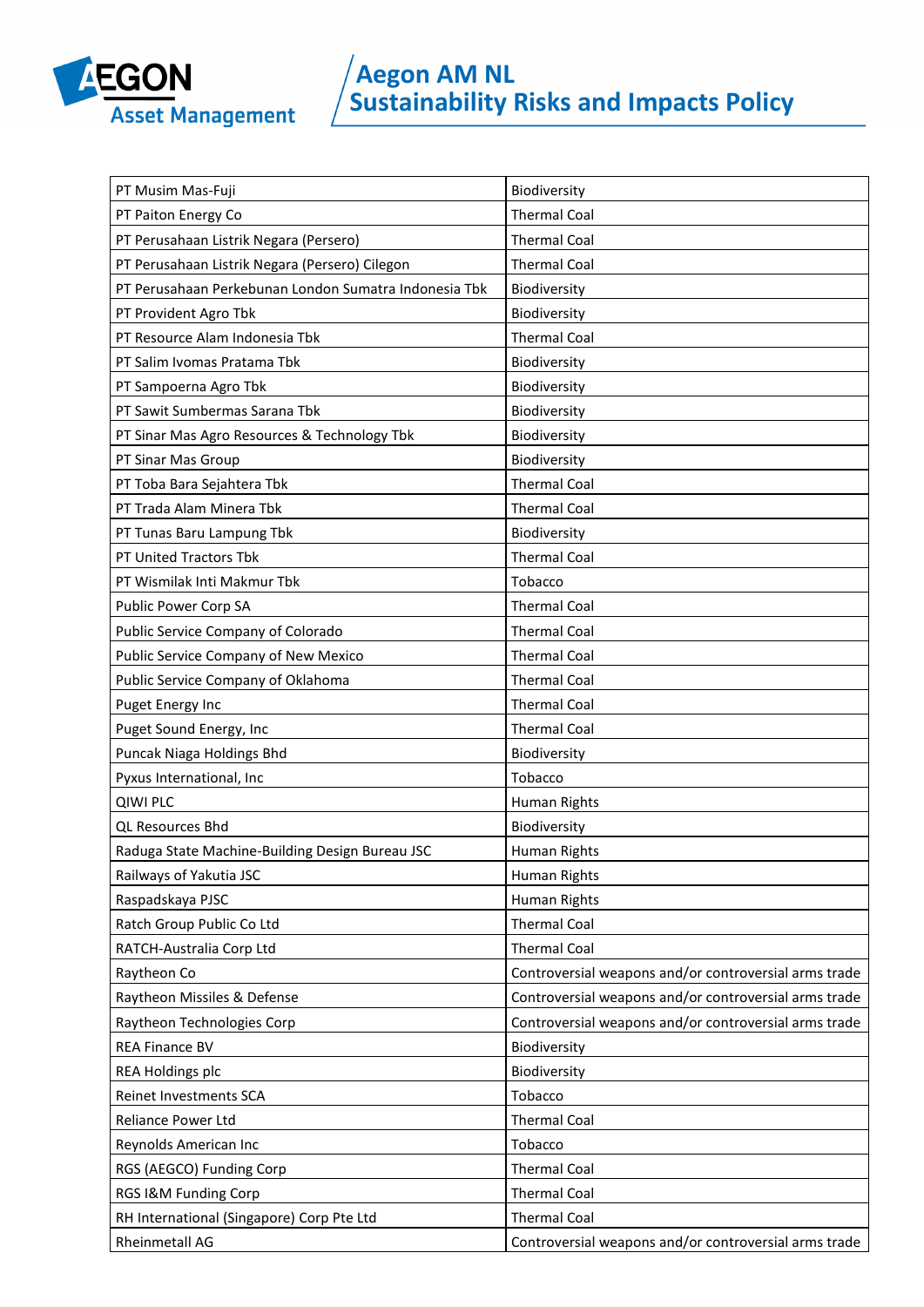| PT Musim Mas-Fuji | Biodiversity |
|---|---|
| PT Paiton Energy Co | Thermal Coal |
| PT Perusahaan Listrik Negara (Persero) | Thermal Coal |
| PT Perusahaan Listrik Negara (Persero) Cilegon | Thermal Coal |
| PT Perusahaan Perkebunan London Sumatra Indonesia Tbk | Biodiversity |
| PT Provident Agro Tbk | Biodiversity |
| PT Resource Alam Indonesia Tbk | Thermal Coal |
| PT Salim Ivomas Pratama Tbk | Biodiversity |
| PT Sampoerna Agro Tbk | Biodiversity |
| PT Sawit Sumbermas Sarana Tbk | Biodiversity |
| PT Sinar Mas Agro Resources & Technology Tbk | Biodiversity |
| PT Sinar Mas Group | Biodiversity |
| PT Toba Bara Sejahtera Tbk | Thermal Coal |
| PT Trada Alam Minera Tbk | Thermal Coal |
| PT Tunas Baru Lampung Tbk | Biodiversity |
| PT United Tractors Tbk | Thermal Coal |
| PT Wismilak Inti Makmur Tbk | Tobacco |
| Public Power Corp SA | Thermal Coal |
| Public Service Company of Colorado | Thermal Coal |
| Public Service Company of New Mexico | Thermal Coal |
| Public Service Company of Oklahoma | Thermal Coal |
| Puget Energy Inc | Thermal Coal |
| Puget Sound Energy, Inc | Thermal Coal |
| Puncak Niaga Holdings Bhd | Biodiversity |
| Pyxus International, Inc | Tobacco |
| QIWI PLC | Human Rights |
| QL Resources Bhd | Biodiversity |
| Raduga State Machine-Building Design Bureau JSC | Human Rights |
| Railways of Yakutia JSC | Human Rights |
| Raspadskaya PJSC | Human Rights |
| Ratch Group Public Co Ltd | Thermal Coal |
| RATCH-Australia Corp Ltd | Thermal Coal |
| Raytheon Co | Controversial weapons and/or controversial arms trade |
| Raytheon Missiles & Defense | Controversial weapons and/or controversial arms trade |
| Raytheon Technologies Corp | Controversial weapons and/or controversial arms trade |
| REA Finance BV | Biodiversity |
| REA Holdings plc | Biodiversity |
| Reinet Investments SCA | Tobacco |
| Reliance Power Ltd | Thermal Coal |
| Reynolds American Inc | Tobacco |
| RGS (AEGCO) Funding Corp | Thermal Coal |
| RGS I&M Funding Corp | Thermal Coal |
| RH International (Singapore) Corp Pte Ltd | Thermal Coal |
| Rheinmetall AG | Controversial weapons and/or controversial arms trade |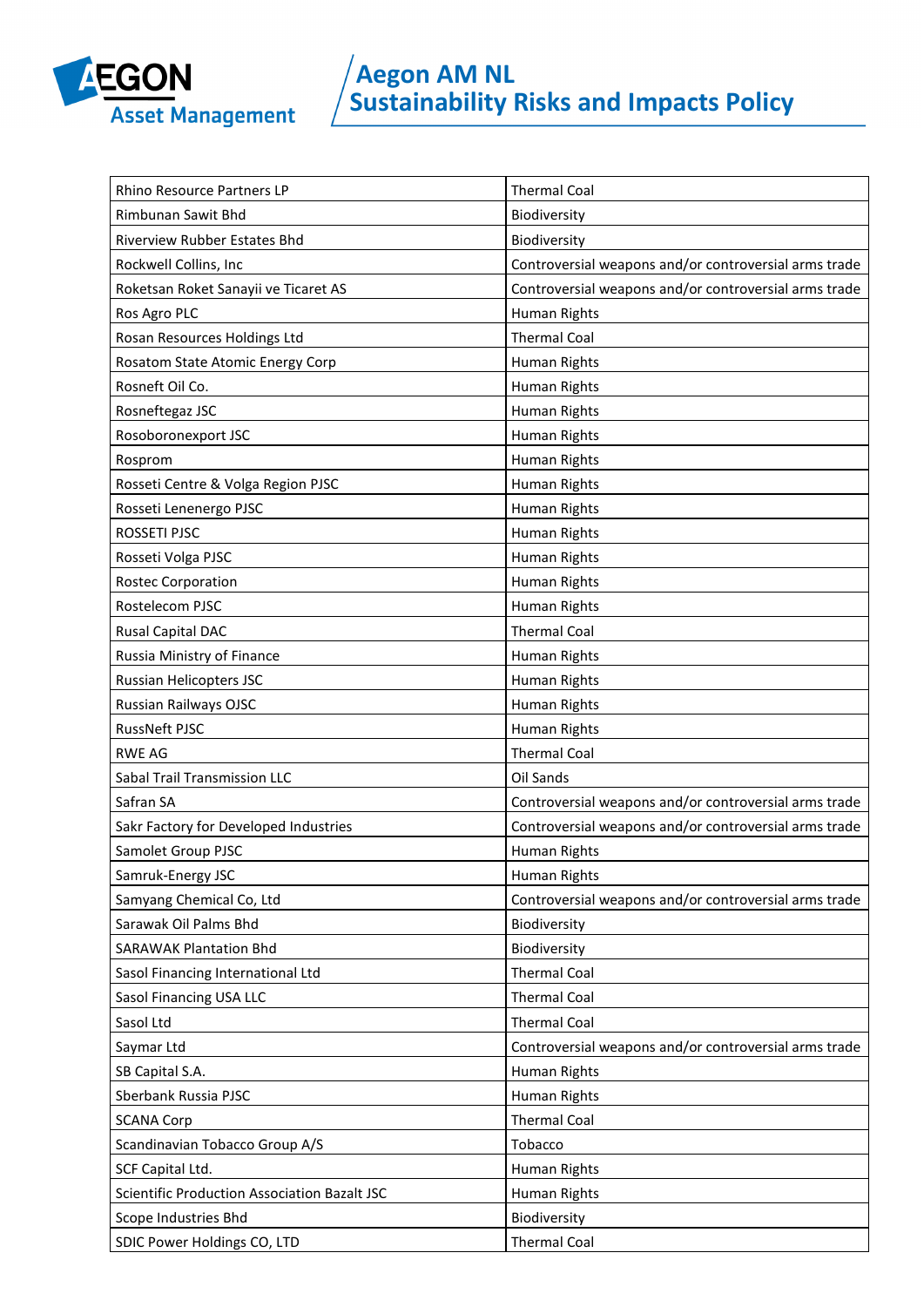| Rhino Resource Partners LP | Thermal Coal |
|---|---|
| Rimbunan Sawit Bhd | Biodiversity |
| Riverview Rubber Estates Bhd | Biodiversity |
| Rockwell Collins, Inc | Controversial weapons and/or controversial arms trade |
| Roketsan Roket Sanayii ve Ticaret AS | Controversial weapons and/or controversial arms trade |
| Ros Agro PLC | Human Rights |
| Rosan Resources Holdings Ltd | Thermal Coal |
| Rosatom State Atomic Energy Corp | Human Rights |
| Rosneft Oil Co. | Human Rights |
| Rosneftegaz JSC | Human Rights |
| Rosoboronexport JSC | Human Rights |
| Rosprom | Human Rights |
| Rosseti Centre & Volga Region PJSC | Human Rights |
| Rosseti Lenenergo PJSC | Human Rights |
| ROSSETI PJSC | Human Rights |
| Rosseti Volga PJSC | Human Rights |
| Rostec Corporation | Human Rights |
| Rostelecom PJSC | Human Rights |
| Rusal Capital DAC | Thermal Coal |
| Russia Ministry of Finance | Human Rights |
| Russian Helicopters JSC | Human Rights |
| Russian Railways OJSC | Human Rights |
| RussNeft PJSC | Human Rights |
| RWE AG | Thermal Coal |
| Sabal Trail Transmission LLC | Oil Sands |
| Safran SA | Controversial weapons and/or controversial arms trade |
| Sakr Factory for Developed Industries | Controversial weapons and/or controversial arms trade |
| Samolet Group PJSC | Human Rights |
| Samruk-Energy JSC | Human Rights |
| Samyang Chemical Co, Ltd | Controversial weapons and/or controversial arms trade |
| Sarawak Oil Palms Bhd | Biodiversity |
| SARAWAK Plantation Bhd | Biodiversity |
| Sasol Financing International Ltd | Thermal Coal |
| Sasol Financing USA LLC | Thermal Coal |
| Sasol Ltd | Thermal Coal |
| Saymar Ltd | Controversial weapons and/or controversial arms trade |
| SB Capital S.A. | Human Rights |
| Sberbank Russia PJSC | Human Rights |
| SCANA Corp | Thermal Coal |
| Scandinavian Tobacco Group A/S | Tobacco |
| SCF Capital Ltd. | Human Rights |
| Scientific Production Association Bazalt JSC | Human Rights |
| Scope Industries Bhd | Biodiversity |
| SDIC Power Holdings CO, LTD | Thermal Coal |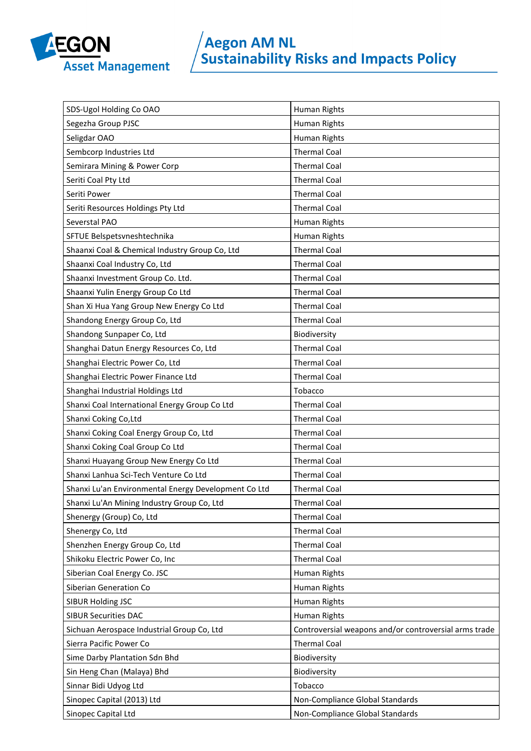| SDS-Ugol Holding Co OAO | Human Rights |
|---|---|
| Segezha Group PJSC | Human Rights |
| Seligdar OAO | Human Rights |
| Sembcorp Industries Ltd | Thermal Coal |
| Semirara Mining & Power Corp | Thermal Coal |
| Seriti Coal Pty Ltd | Thermal Coal |
| Seriti Power | Thermal Coal |
| Seriti Resources Holdings Pty Ltd | Thermal Coal |
| Severstal PAO | Human Rights |
| SFTUE Belspetsvneshtechnika | Human Rights |
| Shaanxi Coal & Chemical Industry Group Co, Ltd | Thermal Coal |
| Shaanxi Coal Industry Co, Ltd | Thermal Coal |
| Shaanxi Investment Group Co. Ltd. | Thermal Coal |
| Shaanxi Yulin Energy Group Co Ltd | Thermal Coal |
| Shan Xi Hua Yang Group New Energy Co Ltd | Thermal Coal |
| Shandong Energy Group Co, Ltd | Thermal Coal |
| Shandong Sunpaper Co, Ltd | Biodiversity |
| Shanghai Datun Energy Resources Co, Ltd | Thermal Coal |
| Shanghai Electric Power Co, Ltd | Thermal Coal |
| Shanghai Electric Power Finance Ltd | Thermal Coal |
| Shanghai Industrial Holdings Ltd | Tobacco |
| Shanxi Coal International Energy Group Co Ltd | Thermal Coal |
| Shanxi Coking Co,Ltd | Thermal Coal |
| Shanxi Coking Coal Energy Group Co, Ltd | Thermal Coal |
| Shanxi Coking Coal Group Co Ltd | Thermal Coal |
| Shanxi Huayang Group New Energy Co Ltd | Thermal Coal |
| Shanxi Lanhua Sci-Tech Venture Co Ltd | Thermal Coal |
| Shanxi Lu'an Environmental Energy Development Co Ltd | Thermal Coal |
| Shanxi Lu'An Mining Industry Group Co, Ltd | Thermal Coal |
| Shenergy (Group) Co, Ltd | Thermal Coal |
| Shenergy Co, Ltd | Thermal Coal |
| Shenzhen Energy Group Co, Ltd | Thermal Coal |
| Shikoku Electric Power Co, Inc | Thermal Coal |
| Siberian Coal Energy Co. JSC | Human Rights |
| Siberian Generation Co | Human Rights |
| SIBUR Holding JSC | Human Rights |
| SIBUR Securities DAC | Human Rights |
| Sichuan Aerospace Industrial Group Co, Ltd | Controversial weapons and/or controversial arms trade |
| Sierra Pacific Power Co | Thermal Coal |
| Sime Darby Plantation Sdn Bhd | Biodiversity |
| Sin Heng Chan (Malaya) Bhd | Biodiversity |
| Sinnar Bidi Udyog Ltd | Tobacco |
| Sinopec Capital (2013) Ltd | Non-Compliance Global Standards |
| Sinopec Capital Ltd | Non-Compliance Global Standards |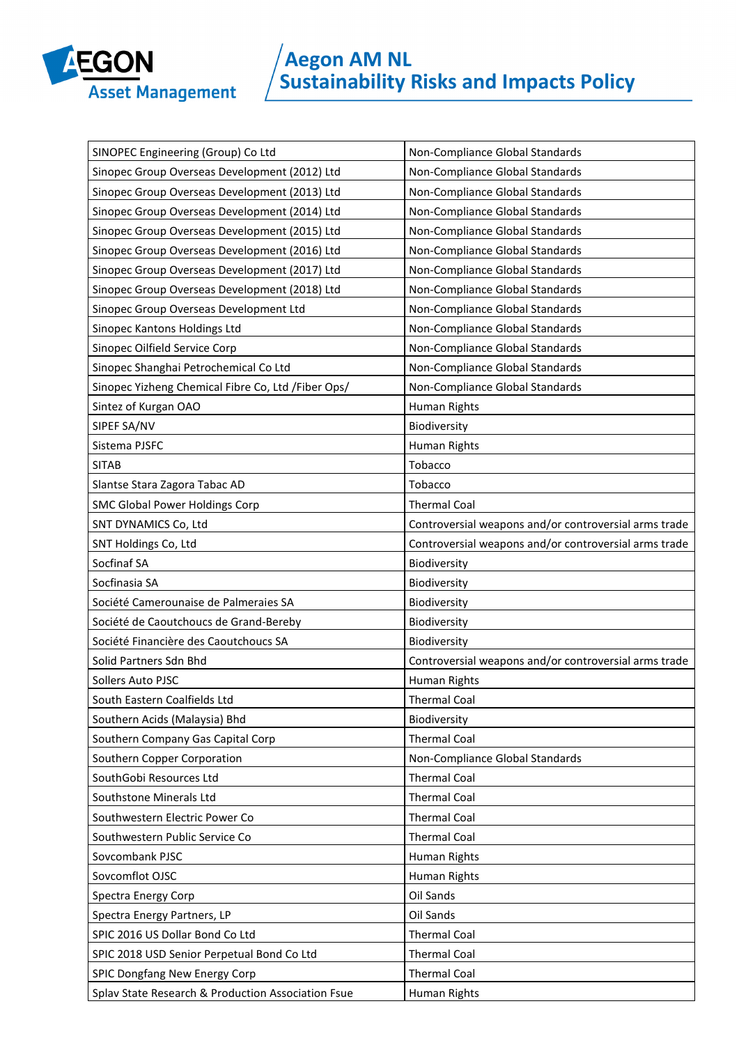| SINOPEC Engineering (Group) Co Ltd | Non-Compliance Global Standards |
|---|---|
| Sinopec Group Overseas Development (2012) Ltd | Non-Compliance Global Standards |
| Sinopec Group Overseas Development (2013) Ltd | Non-Compliance Global Standards |
| Sinopec Group Overseas Development (2014) Ltd | Non-Compliance Global Standards |
| Sinopec Group Overseas Development (2015) Ltd | Non-Compliance Global Standards |
| Sinopec Group Overseas Development (2016) Ltd | Non-Compliance Global Standards |
| Sinopec Group Overseas Development (2017) Ltd | Non-Compliance Global Standards |
| Sinopec Group Overseas Development (2018) Ltd | Non-Compliance Global Standards |
| Sinopec Group Overseas Development Ltd | Non-Compliance Global Standards |
| Sinopec Kantons Holdings Ltd | Non-Compliance Global Standards |
| Sinopec Oilfield Service Corp | Non-Compliance Global Standards |
| Sinopec Shanghai Petrochemical Co Ltd | Non-Compliance Global Standards |
| Sinopec Yizheng Chemical Fibre Co, Ltd /Fiber Ops/ | Non-Compliance Global Standards |
| Sintez of Kurgan OAO | Human Rights |
| SIPEF SA/NV | Biodiversity |
| Sistema PJSFC | Human Rights |
| SITAB | Tobacco |
| Slantse Stara Zagora Tabac AD | Tobacco |
| SMC Global Power Holdings Corp | Thermal Coal |
| SNT DYNAMICS Co, Ltd | Controversial weapons and/or controversial arms trade |
| SNT Holdings Co, Ltd | Controversial weapons and/or controversial arms trade |
| Socfinaf SA | Biodiversity |
| Socfinasia SA | Biodiversity |
| Société Camerounaise de Palmeraies SA | Biodiversity |
| Société de Caoutchoucs de Grand-Bereby | Biodiversity |
| Société Financière des Caoutchoucs SA | Biodiversity |
| Solid Partners Sdn Bhd | Controversial weapons and/or controversial arms trade |
| Sollers Auto PJSC | Human Rights |
| South Eastern Coalfields Ltd | Thermal Coal |
| Southern Acids (Malaysia) Bhd | Biodiversity |
| Southern Company Gas Capital Corp | Thermal Coal |
| Southern Copper Corporation | Non-Compliance Global Standards |
| SouthGobi Resources Ltd | Thermal Coal |
| Southstone Minerals Ltd | Thermal Coal |
| Southwestern Electric Power Co | Thermal Coal |
| Southwestern Public Service Co | Thermal Coal |
| Sovcombank PJSC | Human Rights |
| Sovcomflot OJSC | Human Rights |
| Spectra Energy Corp | Oil Sands |
| Spectra Energy Partners, LP | Oil Sands |
| SPIC 2016 US Dollar Bond Co Ltd | Thermal Coal |
| SPIC 2018 USD Senior Perpetual Bond Co Ltd | Thermal Coal |
| SPIC Dongfang New Energy Corp | Thermal Coal |
| Splav State Research & Production Association Fsue | Human Rights |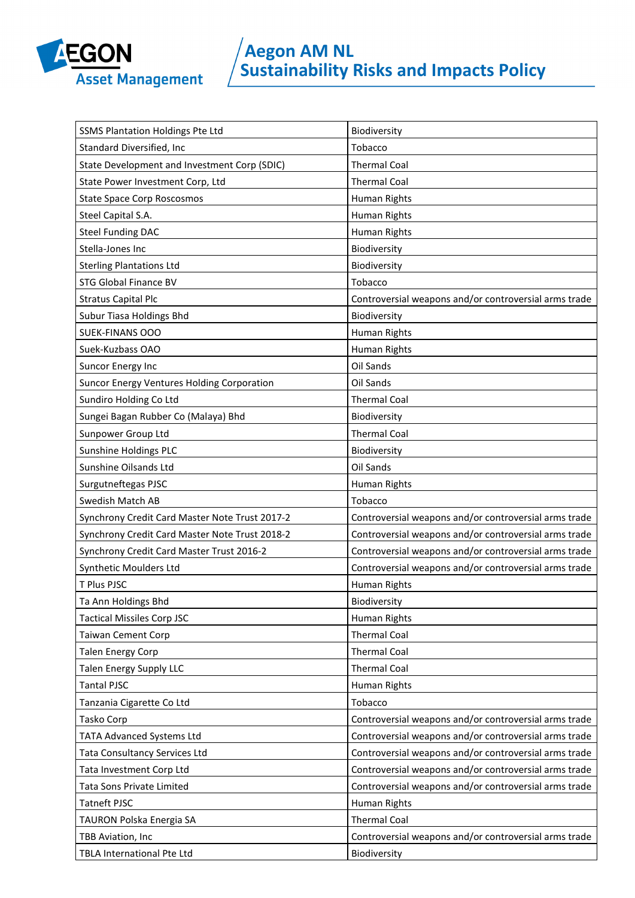| SSMS Plantation Holdings Pte Ltd | Biodiversity |
|---|---|
| Standard Diversified, Inc | Tobacco |
| State Development and Investment Corp (SDIC) | Thermal Coal |
| State Power Investment Corp, Ltd | Thermal Coal |
| State Space Corp Roscosmos | Human Rights |
| Steel Capital S.A. | Human Rights |
| Steel Funding DAC | Human Rights |
| Stella-Jones Inc | Biodiversity |
| Sterling Plantations Ltd | Biodiversity |
| STG Global Finance BV | Tobacco |
| Stratus Capital Plc | Controversial weapons and/or controversial arms trade |
| Subur Tiasa Holdings Bhd | Biodiversity |
| SUEK-FINANS OOO | Human Rights |
| Suek-Kuzbass OAO | Human Rights |
| Suncor Energy Inc | Oil Sands |
| Suncor Energy Ventures Holding Corporation | Oil Sands |
| Sundiro Holding Co Ltd | Thermal Coal |
| Sungei Bagan Rubber Co (Malaya) Bhd | Biodiversity |
| Sunpower Group Ltd | Thermal Coal |
| Sunshine Holdings PLC | Biodiversity |
| Sunshine Oilsands Ltd | Oil Sands |
| Surgutneftegas PJSC | Human Rights |
| Swedish Match AB | Tobacco |
| Synchrony Credit Card Master Note Trust 2017-2 | Controversial weapons and/or controversial arms trade |
| Synchrony Credit Card Master Note Trust 2018-2 | Controversial weapons and/or controversial arms trade |
| Synchrony Credit Card Master Trust 2016-2 | Controversial weapons and/or controversial arms trade |
| Synthetic Moulders Ltd | Controversial weapons and/or controversial arms trade |
| T Plus PJSC | Human Rights |
| Ta Ann Holdings Bhd | Biodiversity |
| Tactical Missiles Corp JSC | Human Rights |
| Taiwan Cement Corp | Thermal Coal |
| Talen Energy Corp | Thermal Coal |
| Talen Energy Supply LLC | Thermal Coal |
| Tantal PJSC | Human Rights |
| Tanzania Cigarette Co Ltd | Tobacco |
| Tasko Corp | Controversial weapons and/or controversial arms trade |
| TATA Advanced Systems Ltd | Controversial weapons and/or controversial arms trade |
| Tata Consultancy Services Ltd | Controversial weapons and/or controversial arms trade |
| Tata Investment Corp Ltd | Controversial weapons and/or controversial arms trade |
| Tata Sons Private Limited | Controversial weapons and/or controversial arms trade |
| Tatneft PJSC | Human Rights |
| TAURON Polska Energia SA | Thermal Coal |
| TBB Aviation, Inc | Controversial weapons and/or controversial arms trade |
| TBLA International Pte Ltd | Biodiversity |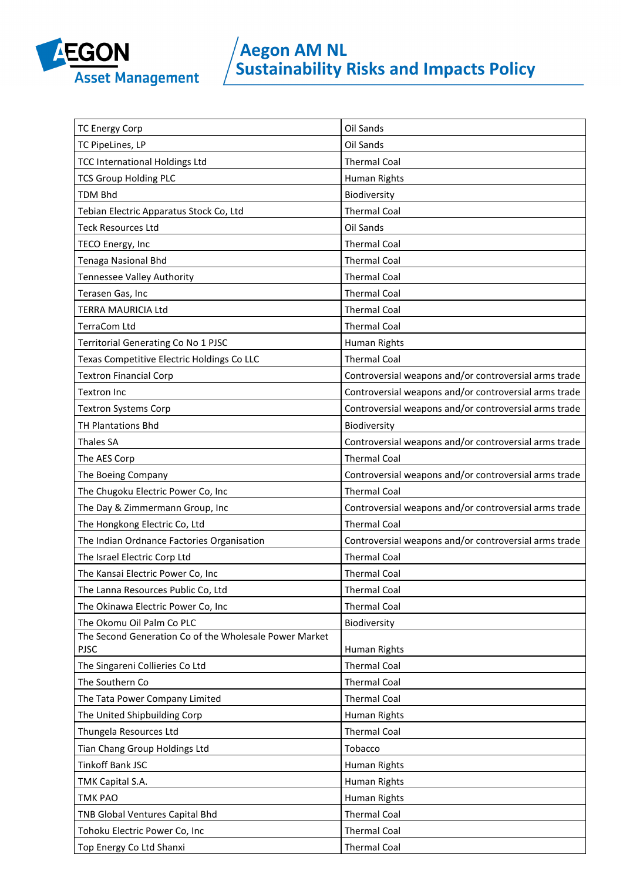| TC Energy Corp | Oil Sands |
|---|---|
| TC PipeLines, LP | Oil Sands |
| TCC International Holdings Ltd | Thermal Coal |
| TCS Group Holding PLC | Human Rights |
| TDM Bhd | Biodiversity |
| Tebian Electric Apparatus Stock Co, Ltd | Thermal Coal |
| Teck Resources Ltd | Oil Sands |
| TECO Energy, Inc | Thermal Coal |
| Tenaga Nasional Bhd | Thermal Coal |
| Tennessee Valley Authority | Thermal Coal |
| Terasen Gas, Inc | Thermal Coal |
| TERRA MAURICIA Ltd | Thermal Coal |
| TerraCom Ltd | Thermal Coal |
| Territorial Generating Co No 1 PJSC | Human Rights |
| Texas Competitive Electric Holdings Co LLC | Thermal Coal |
| Textron Financial Corp | Controversial weapons and/or controversial arms trade |
| Textron Inc | Controversial weapons and/or controversial arms trade |
| Textron Systems Corp | Controversial weapons and/or controversial arms trade |
| TH Plantations Bhd | Biodiversity |
| Thales SA | Controversial weapons and/or controversial arms trade |
| The AES Corp | Thermal Coal |
| The Boeing Company | Controversial weapons and/or controversial arms trade |
| The Chugoku Electric Power Co, Inc | Thermal Coal |
| The Day & Zimmermann Group, Inc | Controversial weapons and/or controversial arms trade |
| The Hongkong Electric Co, Ltd | Thermal Coal |
| The Indian Ordnance Factories Organisation | Controversial weapons and/or controversial arms trade |
| The Israel Electric Corp Ltd | Thermal Coal |
| The Kansai Electric Power Co, Inc | Thermal Coal |
| The Lanna Resources Public Co, Ltd | Thermal Coal |
| The Okinawa Electric Power Co, Inc | Thermal Coal |
| The Okomu Oil Palm Co PLC | Biodiversity |
| The Second Generation Co of the Wholesale Power Market PJSC | Human Rights |
| The Singareni Collieries Co Ltd | Thermal Coal |
| The Southern Co | Thermal Coal |
| The Tata Power Company Limited | Thermal Coal |
| The United Shipbuilding Corp | Human Rights |
| Thungela Resources Ltd | Thermal Coal |
| Tian Chang Group Holdings Ltd | Tobacco |
| Tinkoff Bank JSC | Human Rights |
| TMK Capital S.A. | Human Rights |
| TMK PAO | Human Rights |
| TNB Global Ventures Capital Bhd | Thermal Coal |
| Tohoku Electric Power Co, Inc | Thermal Coal |
| Top Energy Co Ltd Shanxi | Thermal Coal |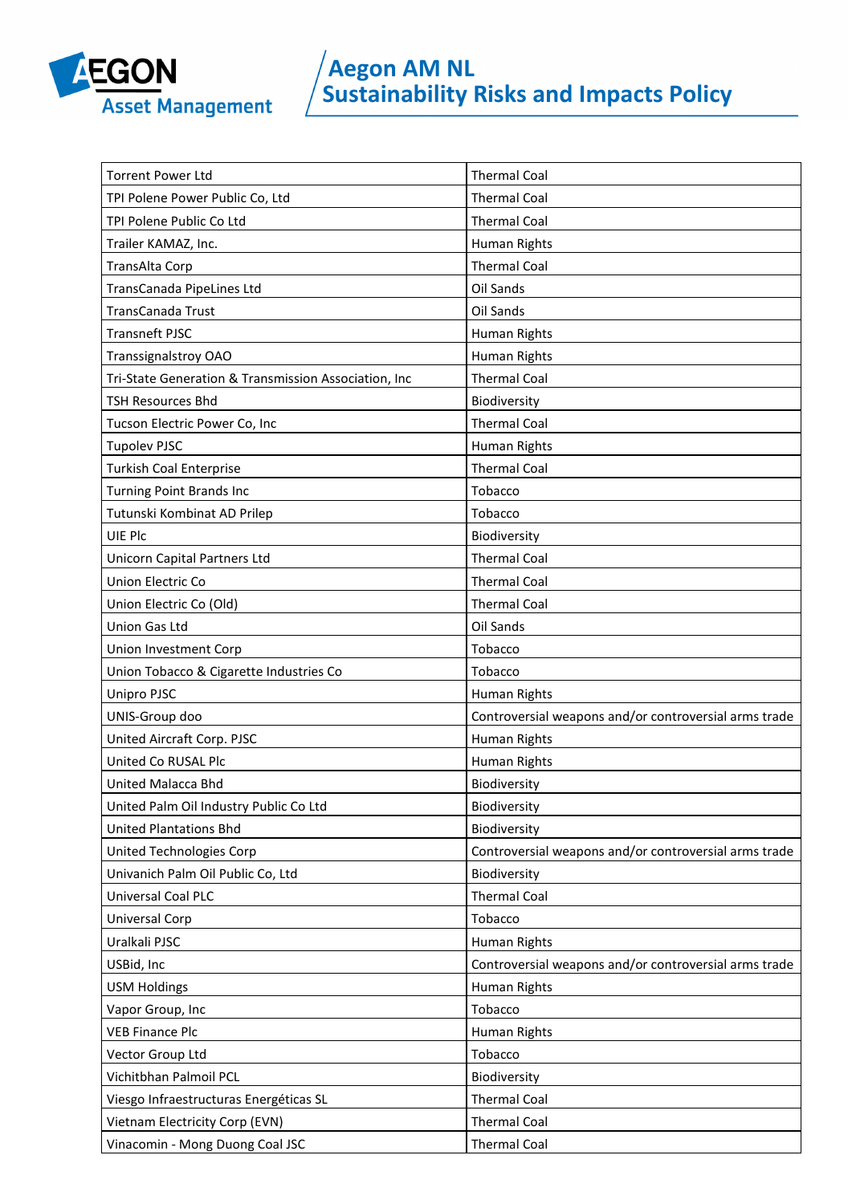| Torrent Power Ltd | Thermal Coal |
|---|---|
| TPI Polene Power Public Co, Ltd | Thermal Coal |
| TPI Polene Public Co Ltd | Thermal Coal |
| Trailer KAMAZ, Inc. | Human Rights |
| TransAlta Corp | Thermal Coal |
| TransCanada PipeLines Ltd | Oil Sands |
| TransCanada Trust | Oil Sands |
| Transneft PJSC | Human Rights |
| Transsignalstroy OAO | Human Rights |
| Tri-State Generation & Transmission Association, Inc | Thermal Coal |
| TSH Resources Bhd | Biodiversity |
| Tucson Electric Power Co, Inc | Thermal Coal |
| Tupolev PJSC | Human Rights |
| Turkish Coal Enterprise | Thermal Coal |
| Turning Point Brands Inc | Tobacco |
| Tutunski Kombinat AD Prilep | Tobacco |
| UIE Plc | Biodiversity |
| Unicorn Capital Partners Ltd | Thermal Coal |
| Union Electric Co | Thermal Coal |
| Union Electric Co (Old) | Thermal Coal |
| Union Gas Ltd | Oil Sands |
| Union Investment Corp | Tobacco |
| Union Tobacco & Cigarette Industries Co | Tobacco |
| Unipro PJSC | Human Rights |
| UNIS-Group doo | Controversial weapons and/or controversial arms trade |
| United Aircraft Corp. PJSC | Human Rights |
| United Co RUSAL Plc | Human Rights |
| United Malacca Bhd | Biodiversity |
| United Palm Oil Industry Public Co Ltd | Biodiversity |
| United Plantations Bhd | Biodiversity |
| United Technologies Corp | Controversial weapons and/or controversial arms trade |
| Univanich Palm Oil Public Co, Ltd | Biodiversity |
| Universal Coal PLC | Thermal Coal |
| Universal Corp | Tobacco |
| Uralkali PJSC | Human Rights |
| USBid, Inc | Controversial weapons and/or controversial arms trade |
| USM Holdings | Human Rights |
| Vapor Group, Inc | Tobacco |
| VEB Finance Plc | Human Rights |
| Vector Group Ltd | Tobacco |
| Vichitbhan Palmoil PCL | Biodiversity |
| Viesgo Infraestructuras Energéticas SL | Thermal Coal |
| Vietnam Electricity Corp (EVN) | Thermal Coal |
| Vinacomin - Mong Duong Coal JSC | Thermal Coal |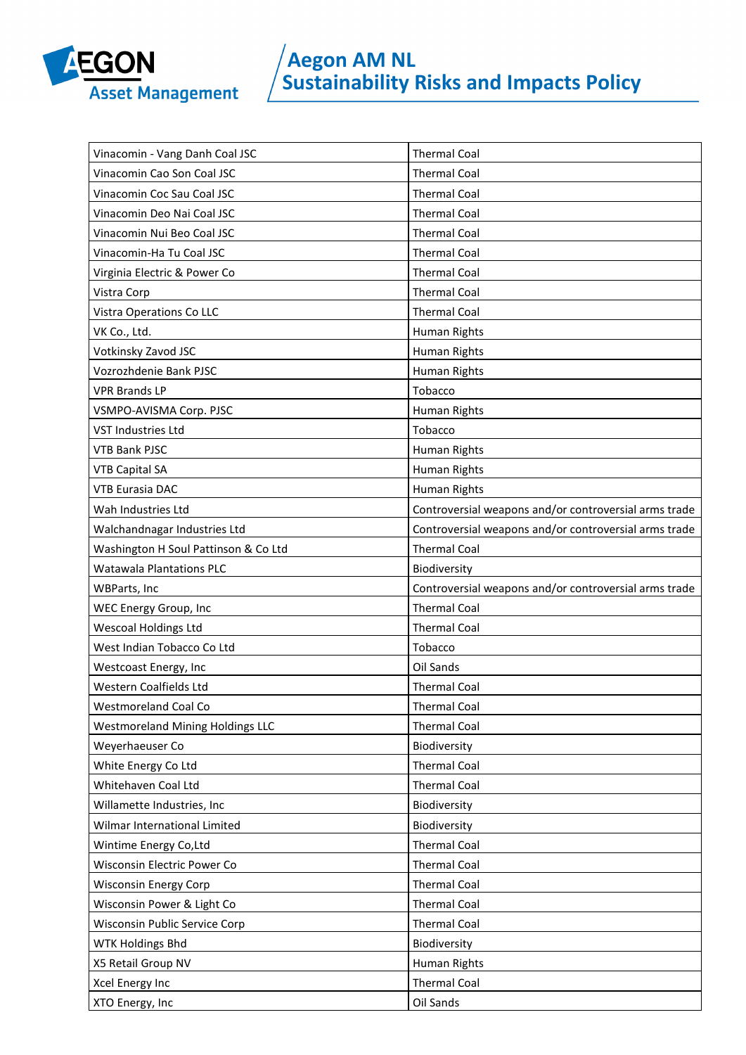| Vinacomin - Vang Danh Coal JSC | Thermal Coal |
|---|---|
| Vinacomin Cao Son Coal JSC | Thermal Coal |
| Vinacomin Coc Sau Coal JSC | Thermal Coal |
| Vinacomin Deo Nai Coal JSC | Thermal Coal |
| Vinacomin Nui Beo Coal JSC | Thermal Coal |
| Vinacomin-Ha Tu Coal JSC | Thermal Coal |
| Virginia Electric & Power Co | Thermal Coal |
| Vistra Corp | Thermal Coal |
| Vistra Operations Co LLC | Thermal Coal |
| VK Co., Ltd. | Human Rights |
| Votkinsky Zavod JSC | Human Rights |
| Vozrozhdenie Bank PJSC | Human Rights |
| VPR Brands LP | Tobacco |
| VSMPO-AVISMA Corp. PJSC | Human Rights |
| VST Industries Ltd | Tobacco |
| VTB Bank PJSC | Human Rights |
| VTB Capital SA | Human Rights |
| VTB Eurasia DAC | Human Rights |
| Wah Industries Ltd | Controversial weapons and/or controversial arms trade |
| Walchandnagar Industries Ltd | Controversial weapons and/or controversial arms trade |
| Washington H Soul Pattinson & Co Ltd | Thermal Coal |
| Watawala Plantations PLC | Biodiversity |
| WBParts, Inc | Controversial weapons and/or controversial arms trade |
| WEC Energy Group, Inc | Thermal Coal |
| Wescoal Holdings Ltd | Thermal Coal |
| West Indian Tobacco Co Ltd | Tobacco |
| Westcoast Energy, Inc | Oil Sands |
| Western Coalfields Ltd | Thermal Coal |
| Westmoreland Coal Co | Thermal Coal |
| Westmoreland Mining Holdings LLC | Thermal Coal |
| Weyerhaeuser Co | Biodiversity |
| White Energy Co Ltd | Thermal Coal |
| Whitehaven Coal Ltd | Thermal Coal |
| Willamette Industries, Inc | Biodiversity |
| Wilmar International Limited | Biodiversity |
| Wintime Energy Co,Ltd | Thermal Coal |
| Wisconsin Electric Power Co | Thermal Coal |
| Wisconsin Energy Corp | Thermal Coal |
| Wisconsin Power & Light Co | Thermal Coal |
| Wisconsin Public Service Corp | Thermal Coal |
| WTK Holdings Bhd | Biodiversity |
| X5 Retail Group NV | Human Rights |
| Xcel Energy Inc | Thermal Coal |
| XTO Energy, Inc | Oil Sands |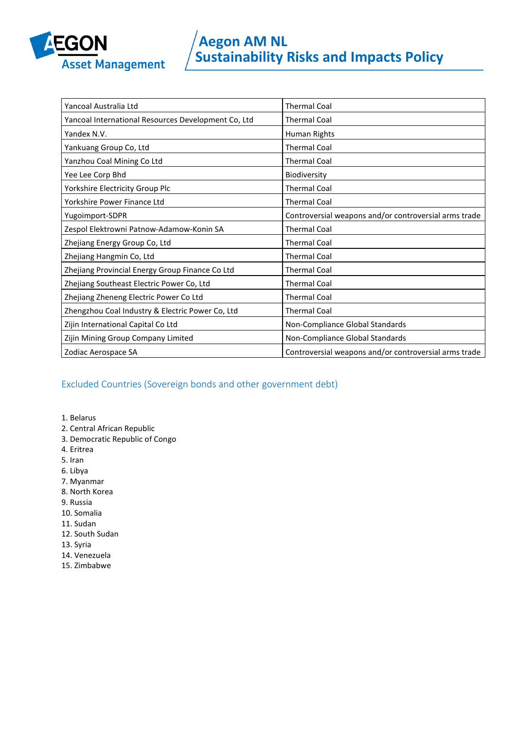| | |
|---|---|
| Yancoal Australia Ltd | Thermal Coal |
| Yancoal International Resources Development Co, Ltd | Thermal Coal |
| Yandex N.V. | Human Rights |
| Yankuang Group Co, Ltd | Thermal Coal |
| Yanzhou Coal Mining Co Ltd | Thermal Coal |
| Yee Lee Corp Bhd | Biodiversity |
| Yorkshire Electricity Group Plc | Thermal Coal |
| Yorkshire Power Finance Ltd | Thermal Coal |
| Yugoimport-SDPR | Controversial weapons and/or controversial arms trade |
| Zespol Elektrowni Patnow-Adamow-Konin SA | Thermal Coal |
| Zhejiang Energy Group Co, Ltd | Thermal Coal |
| Zhejiang Hangmin Co, Ltd | Thermal Coal |
| Zhejiang Provincial Energy Group Finance Co Ltd | Thermal Coal |
| Zhejiang Southeast Electric Power Co, Ltd | Thermal Coal |
| Zhejiang Zheneng Electric Power Co Ltd | Thermal Coal |
| Zhengzhou Coal Industry & Electric Power Co, Ltd | Thermal Coal |
| Zijin International Capital Co Ltd | Non-Compliance Global Standards |
| Zijin Mining Group Company Limited | Non-Compliance Global Standards |
| Zodiac Aerospace SA | Controversial weapons and/or controversial arms trade |

## Excluded Countries (Sovereign bonds and other government debt)

1. Belarus
2. Central African Republic
3. Democratic Republic of Congo
4. Eritrea
5. Iran
6. Libya
7. Myanmar
8. North Korea
9. Russia
10. Somalia
11. Sudan
12. South Sudan
13. Syria
14. Venezuela
15. Zimbabwe